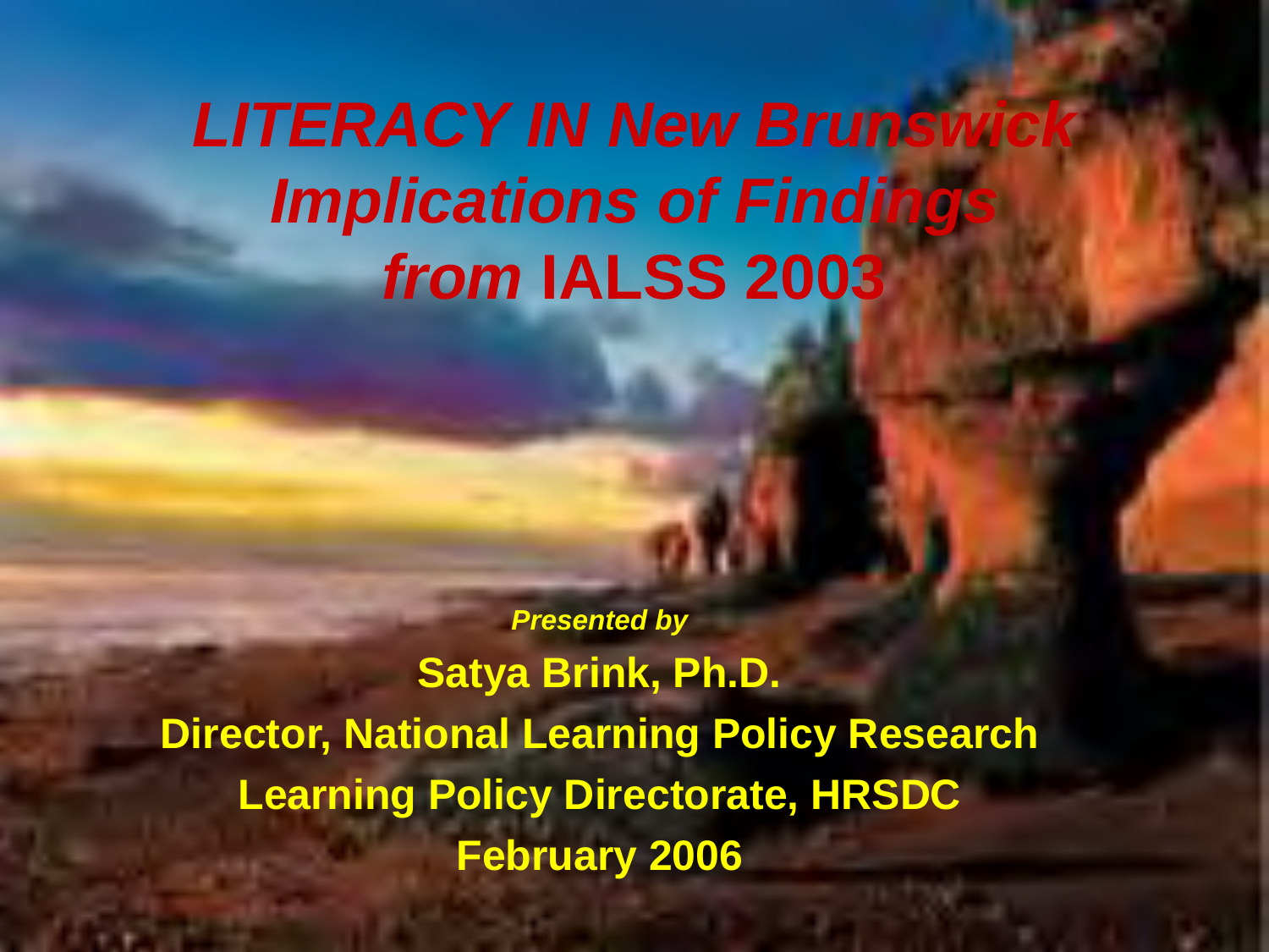# *LITERACY IN New Brunswick Implications of Findings from* IALSS 2003

***Presented by***

**Satya Brink, Ph.D.**

**Director, National Learning Policy Research**

**Learning Policy Directorate, HRSDC**

**February 2006**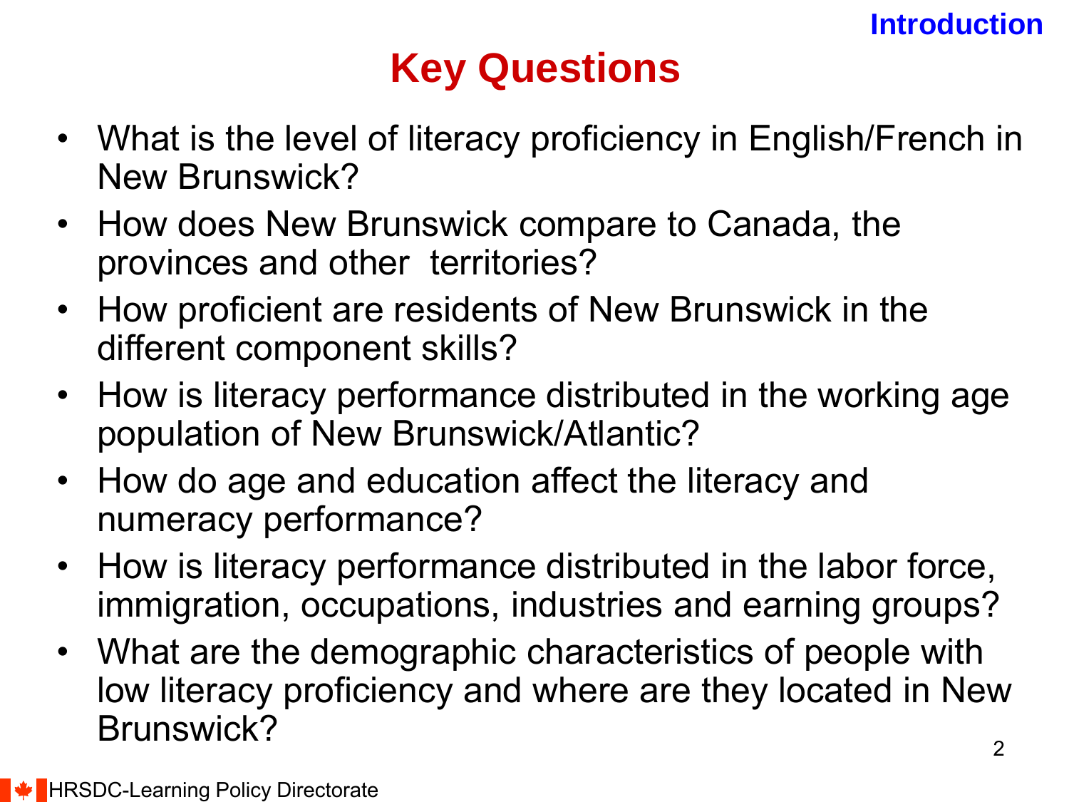# Key Questions

- What is the level of literacy proficiency in English/French in New Brunswick?
- How does New Brunswick compare to Canada, the provinces and other territories?
- How proficient are residents of New Brunswick in the different component skills?
- How is literacy performance distributed in the working age population of New Brunswick/Atlantic?
- How do age and education affect the literacy and numeracy performance?
- How is literacy performance distributed in the labor force, immigration, occupations, industries and earning groups?
- What are the demographic characteristics of people with low literacy proficiency and where are they located in New Brunswick?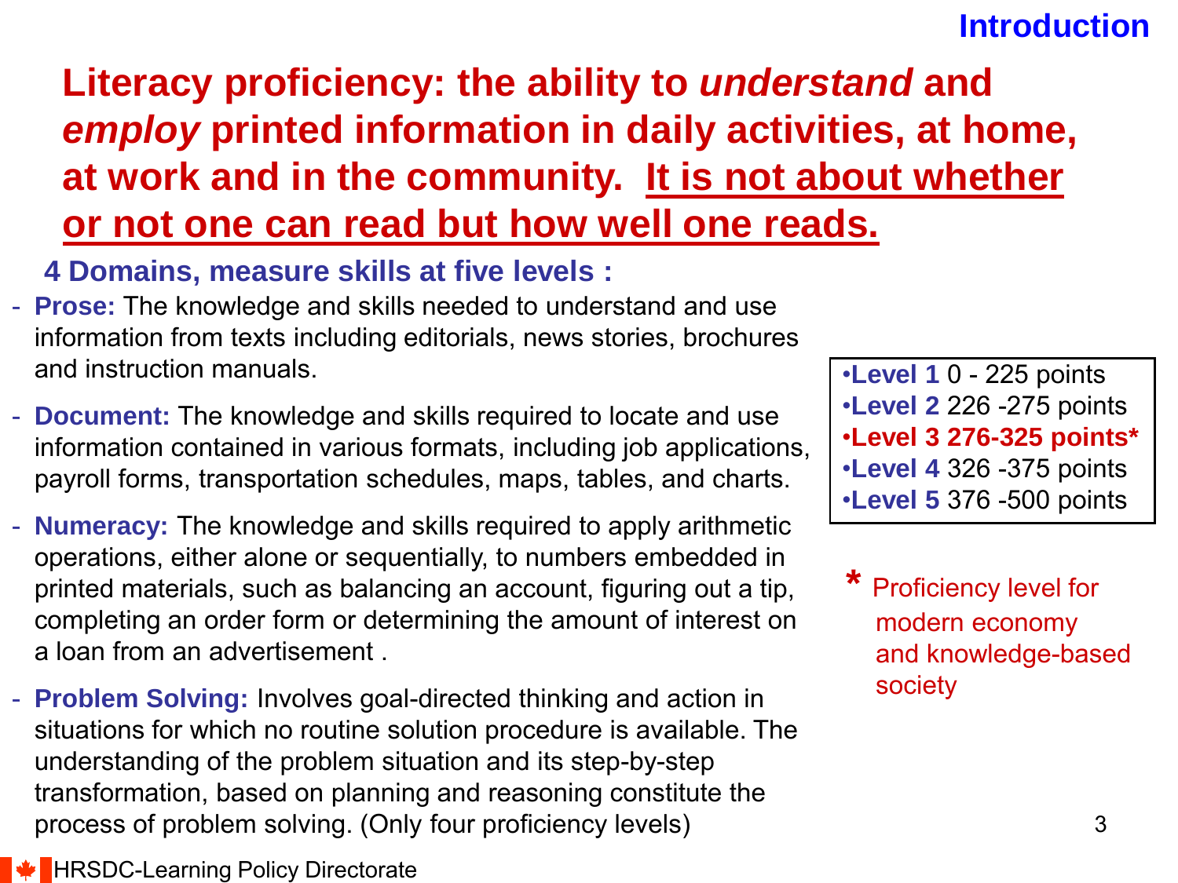## Introduction

# Literacy proficiency: the ability to *understand* and *employ* printed information in daily activities, at home, at work and in the community. It is not about whether or not one can read but how well one reads.

**4 Domains, measure skills at five levels :**

- **Prose:** The knowledge and skills needed to understand and use information from texts including editorials, news stories, brochures and instruction manuals.
- **Document:** The knowledge and skills required to locate and use information contained in various formats, including job applications, payroll forms, transportation schedules, maps, tables, and charts.
- **Numeracy:** The knowledge and skills required to apply arithmetic operations, either alone or sequentially, to numbers embedded in printed materials, such as balancing an account, figuring out a tip, completing an order form or determining the amount of interest on a loan from an advertisement .
- **Problem Solving:** Involves goal-directed thinking and action in situations for which no routine solution procedure is available. The understanding of the problem situation and its step-by-step transformation, based on planning and reasoning constitute the process of problem solving. (Only four proficiency levels)

- **Level 1** 0 - 225 points
- **Level 2** 226 -275 points
- **Level 3 276-325 points***
- **Level 4** 326 -375 points
- **Level 5** 376 -500 points

\* Proficiency level for modern economy and knowledge-based society

HRSDC-Learning Policy Directorate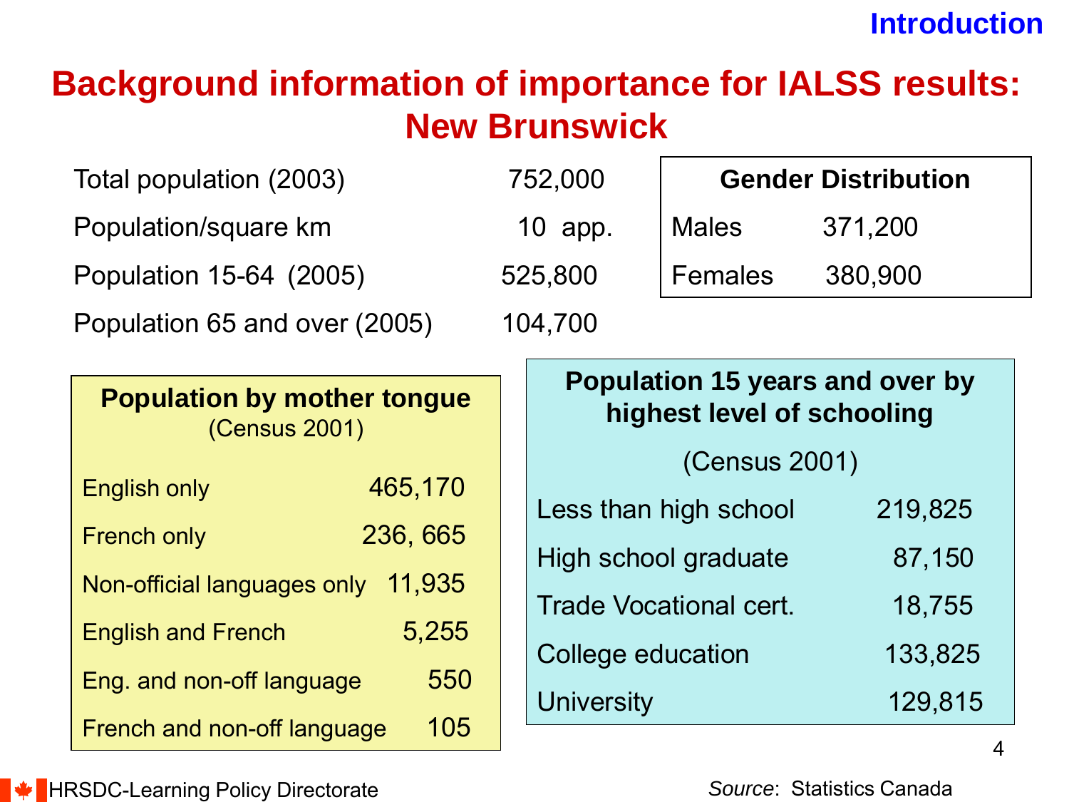Introduction

# Background information of importance for IALSS results: New Brunswick

| | |
|---|---|
| Total population (2003) | 752,000 |
| Population/square km | 10 app. |
| Population 15-64 (2005) | 525,800 |
| Population 65 and over (2005) | 104,700 |

| **Gender Distribution** | |
|---|---|
| Males | 371,200 |
| Females | 380,900 |

**Population by mother tongue**
(Census 2001)

| | |
|---|---|
| English only | 465,170 |
| French only | 236, 665 |
| Non-official languages only | 11,935 |
| English and French | 5,255 |
| Eng. and non-off language | 550 |
| French and non-off language | 105 |

**Population 15 years and over by highest level of schooling**
(Census 2001)

| | |
|---|---|
| Less than high school | 219,825 |
| High school graduate | 87,150 |
| Trade Vocational cert. | 18,755 |
| College education | 133,825 |
| University | 129,815 |

*Source*: Statistics Canada

HRSDC-Learning Policy Directorate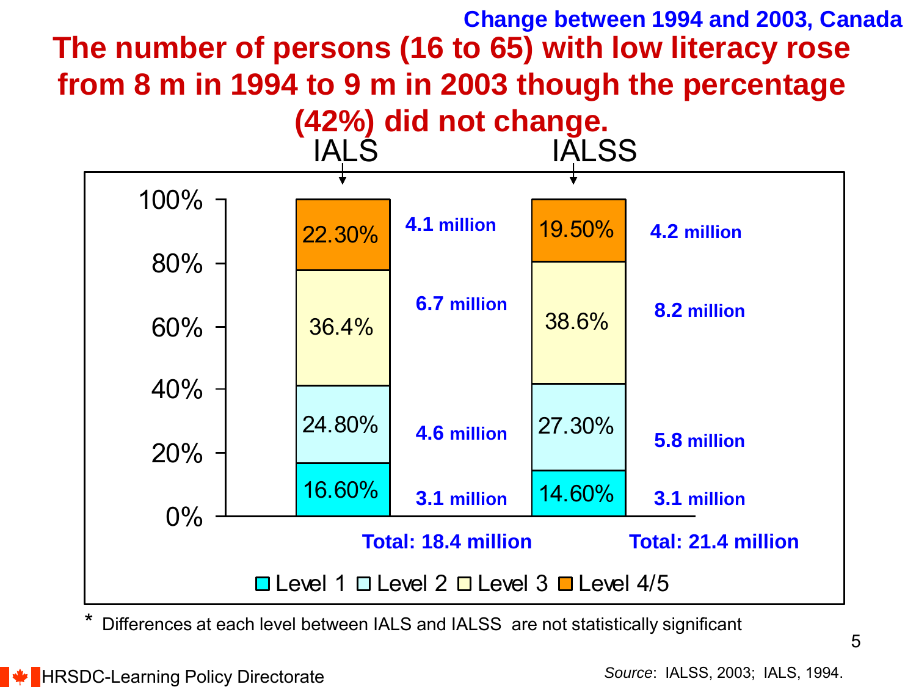Change between 1994 and 2003, Canada

# The number of persons (16 to 65) with low literacy rose from 8 m in 1994 to 9 m in 2003 though the percentage (42%) did not change.

| Level | IALS (%) | IALS (number) | IALSS (%) | IALSS (number) |
|---|---|---|---|---|
| Level 4/5 | 22.30% | 4.1 million | 19.50% | 4.2 million |
| Level 3 | 36.4% | 6.7 million | 38.6% | 8.2 million |
| Level 2 | 24.80% | 4.6 million | 27.30% | 5.8 million |
| Level 1 | 16.60% | 3.1 million | 14.60% | 3.1 million |
| Total | | 18.4 million | | 21.4 million |

\* Differences at each level between IALS and IALSS are not statistically significant

HRSDC-Learning Policy Directorate

*Source*: IALSS, 2003; IALS, 1994.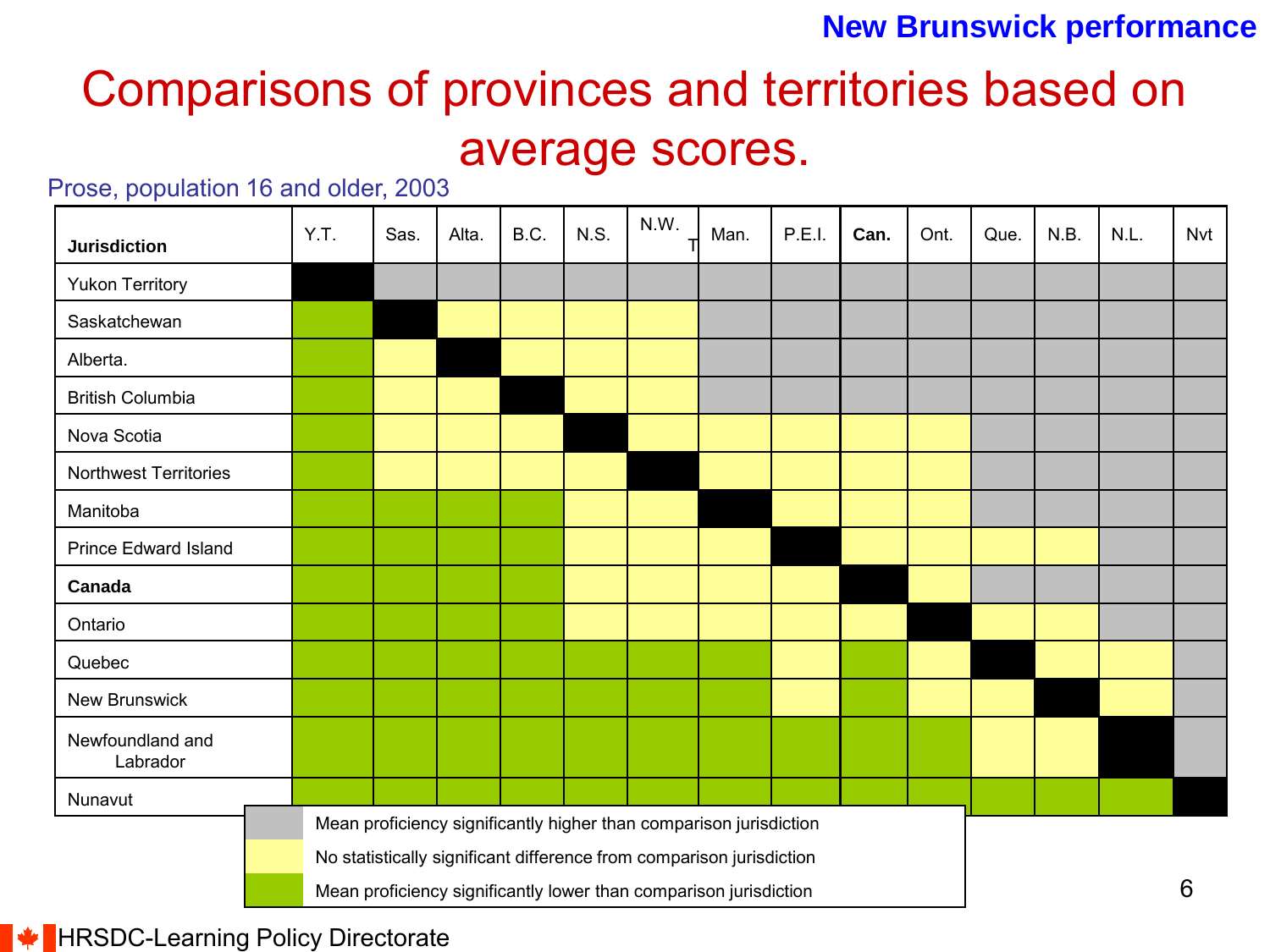# Comparisons of provinces and territories based on average scores.

Prose, population 16 and older, 2003

| Jurisdiction | Y.T. | Sas. | Alta. | B.C. | N.S. | N.W.T | Man. | P.E.I. | **Can.** | Ont. | Que. | N.B. | N.L. | Nvt |
|---|---|---|---|---|---|---|---|---|---|---|---|---|---|---|
| Yukon Territory | — | Higher | Higher | Higher | Higher | Higher | Higher | Higher | Higher | Higher | Higher | Higher | Higher | Higher |
| Saskatchewan | Lower | — | No diff. | No diff. | No diff. | No diff. | Higher | Higher | Higher | Higher | Higher | Higher | Higher | Higher |
| Alberta. | Lower | No diff. | — | No diff. | No diff. | No diff. | Higher | Higher | Higher | Higher | Higher | Higher | Higher | Higher |
| British Columbia | Lower | No diff. | No diff. | — | No diff. | No diff. | Higher | Higher | Higher | Higher | Higher | Higher | Higher | Higher |
| Nova Scotia | Lower | No diff. | No diff. | No diff. | — | No diff. | No diff. | No diff. | No diff. | No diff. | Higher | Higher | Higher | Higher |
| Northwest Territories | Lower | No diff. | No diff. | No diff. | No diff. | — | No diff. | No diff. | No diff. | No diff. | Higher | Higher | Higher | Higher |
| Manitoba | Lower | Lower | Lower | Lower | No diff. | No diff. | — | No diff. | No diff. | No diff. | Higher | Higher | Higher | Higher |
| Prince Edward Island | Lower | Lower | Lower | Lower | No diff. | No diff. | No diff. | — | No diff. | No diff. | No diff. | No diff. | Higher | Higher |
| **Canada** | Lower | Lower | Lower | Lower | No diff. | No diff. | No diff. | No diff. | — | No diff. | Higher | Higher | Higher | Higher |
| Ontario | Lower | Lower | Lower | Lower | No diff. | No diff. | No diff. | No diff. | No diff. | — | No diff. | No diff. | Higher | Higher |
| Quebec | Lower | Lower | Lower | Lower | Lower | Lower | Lower | No diff. | Lower | No diff. | — | No diff. | No diff. | Higher |
| New Brunswick | Lower | Lower | Lower | Lower | Lower | Lower | Lower | No diff. | Lower | No diff. | No diff. | — | No diff. | Higher |
| Newfoundland and Labrador | Lower | Lower | Lower | Lower | Lower | Lower | Lower | Lower | Lower | Lower | No diff. | No diff. | — | Higher |
| Nunavut | Lower | Lower | Lower | Lower | Lower | Lower | Lower | Lower | Lower | Lower | Lower | Lower | Lower | — |

- Higher: Mean proficiency significantly higher than comparison jurisdiction
- No diff.: No statistically significant difference from comparison jurisdiction
- Lower: Mean proficiency significantly lower than comparison jurisdiction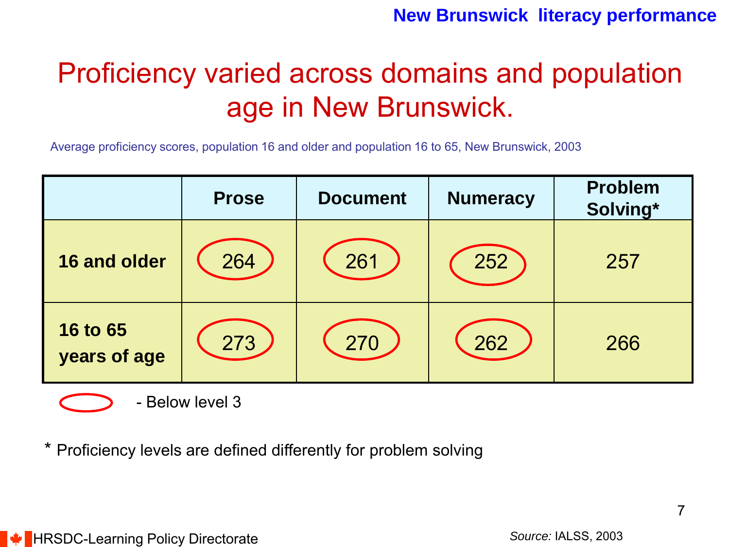# Proficiency varied across domains and population age in New Brunswick.

Average proficiency scores, population 16 and older and population 16 to 65, New Brunswick, 2003

| | Prose | Document | Numeracy | Problem Solving* |
|---|---|---|---|---|
| 16 and older | 264 | 261 | 252 | 257 |
| 16 to 65 years of age | 273 | 270 | 262 | 266 |

(circled) - Below level 3

\* Proficiency levels are defined differently for problem solving

*Source:* IALSS, 2003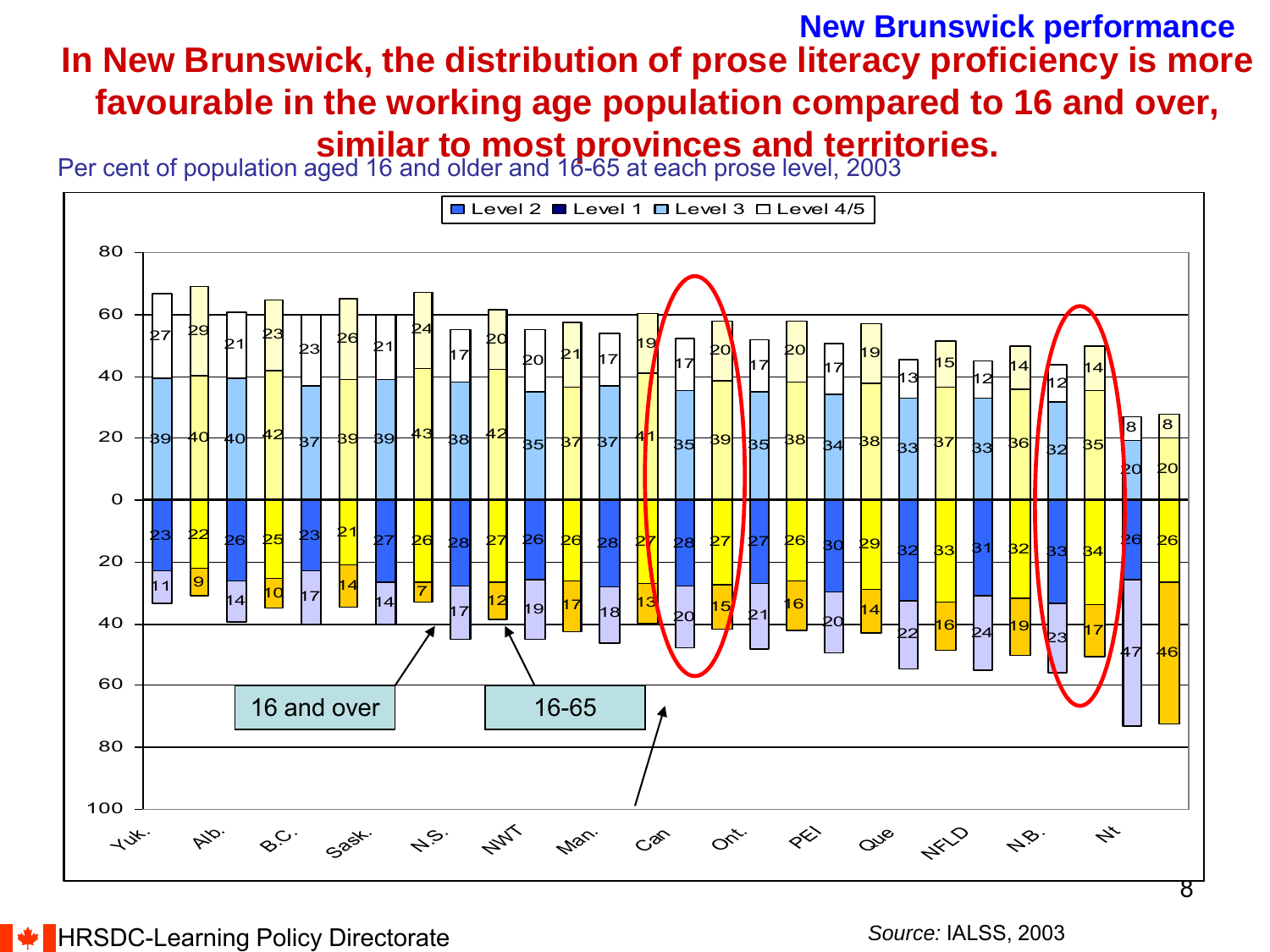### New Brunswick performance

## In New Brunswick, the distribution of prose literacy proficiency is more favourable in the working age population compared to 16 and over, similar to most provinces and territories.

Per cent of population aged 16 and older and 16-65 at each prose level, 2003

| Jurisdiction | Population | Level 4/5 | Level 3 | Level 2 | Level 1 |
|---|---|---|---|---|---|
| Yuk. | 16 and over | 27 | 39 | 23 | 11 |
| Yuk. | 16-65 | 29 | 40 | 22 | 9 |
| Alb. | 16 and over | 21 | 40 | 26 | 14 |
| Alb. | 16-65 | 23 | 42 | 25 | 10 |
| B.C. | 16 and over | 23 | 37 | 23 | 17 |
| B.C. | 16-65 | 26 | 39 | 21 | 14 |
| Sask. | 16 and over | 21 | 39 | 27 | 14 |
| Sask. | 16-65 | 24 | 43 | 26 | 7 |
| N.S. | 16 and over | 17 | 38 | 28 | 17 |
| N.S. | 16-65 | 20 | 42 | 27 | 12 |
| NWT | 16 and over | 20 | 35 | 26 | 19 |
| NWT | 16-65 | 21 | 37 | 26 | 17 |
| Man. | 16 and over | 17 | 37 | 28 | 18 |
| Man. | 16-65 | 19 | 41 | 27 | 13 |
| Can | 16 and over | 17 | 35 | 28 | 20 |
| Can | 16-65 | 20 | 39 | 27 | 15 |
| Ont. | 16 and over | 17 | 35 | 27 | 21 |
| Ont. | 16-65 | 20 | 38 | 26 | 16 |
| PEI | 16 and over | 17 | 34 | 30 | 20 |
| PEI | 16-65 | 19 | 38 | 29 | 14 |
| Que | 16 and over | 13 | 33 | 32 | 22 |
| Que | 16-65 | 15 | 37 | 33 | 16 |
| NFLD | 16 and over | 12 | 33 | 31 | 24 |
| NFLD | 16-65 | 14 | 36 | 32 | 19 |
| N.B. | 16 and over | 12 | 32 | 33 | 23 |
| N.B. | 16-65 | 14 | 35 | 34 | 17 |
| Nt | 16 and over | 8 | 20 | 26 | 47 |
| Nt | 16-65 | 8 | 20 | 26 | 46 |

HRSDC-Learning Policy Directorate

*Source:* IALSS, 2003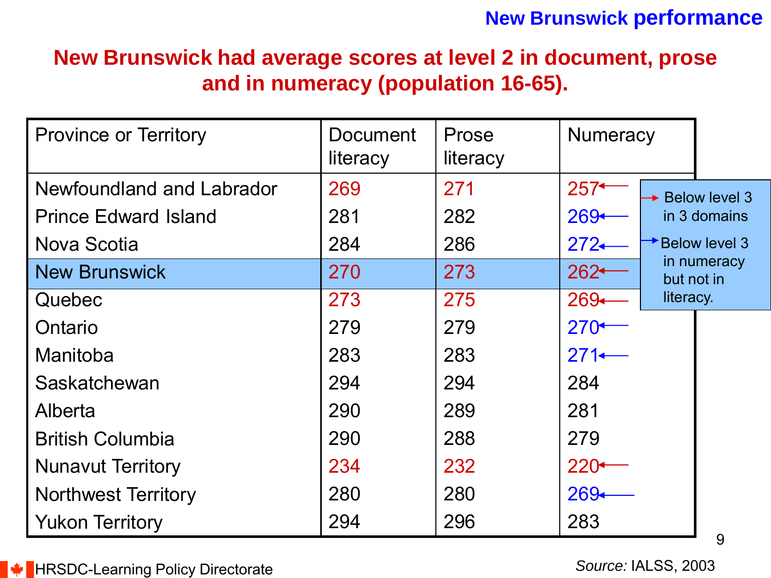New Brunswick performance

## New Brunswick had average scores at level 2 in document, prose and in numeracy (population 16-65).

| Province or Territory | Document literacy | Prose literacy | Numeracy |
|---|---|---|---|
| Newfoundland and Labrador | 269 | 271 | 257 |
| Prince Edward Island | 281 | 282 | 269 |
| Nova Scotia | 284 | 286 | 272 |
| New Brunswick | 270 | 273 | 262 |
| Quebec | 273 | 275 | 269 |
| Ontario | 279 | 279 | 270 |
| Manitoba | 283 | 283 | 271 |
| Saskatchewan | 294 | 294 | 284 |
| Alberta | 290 | 289 | 281 |
| British Columbia | 290 | 288 | 279 |
| Nunavut Territory | 234 | 232 | 220 |
| Northwest Territory | 280 | 280 | 269 |
| Yukon Territory | 294 | 296 | 283 |

→ Below level 3 in 3 domains (Newfoundland and Labrador, New Brunswick, Quebec, Nunavut Territory)

→ Below level 3 in numeracy but not in literacy. (Prince Edward Island, Nova Scotia, Ontario, Manitoba, Northwest Territory)

*Source:* IALSS, 2003

HRSDC-Learning Policy Directorate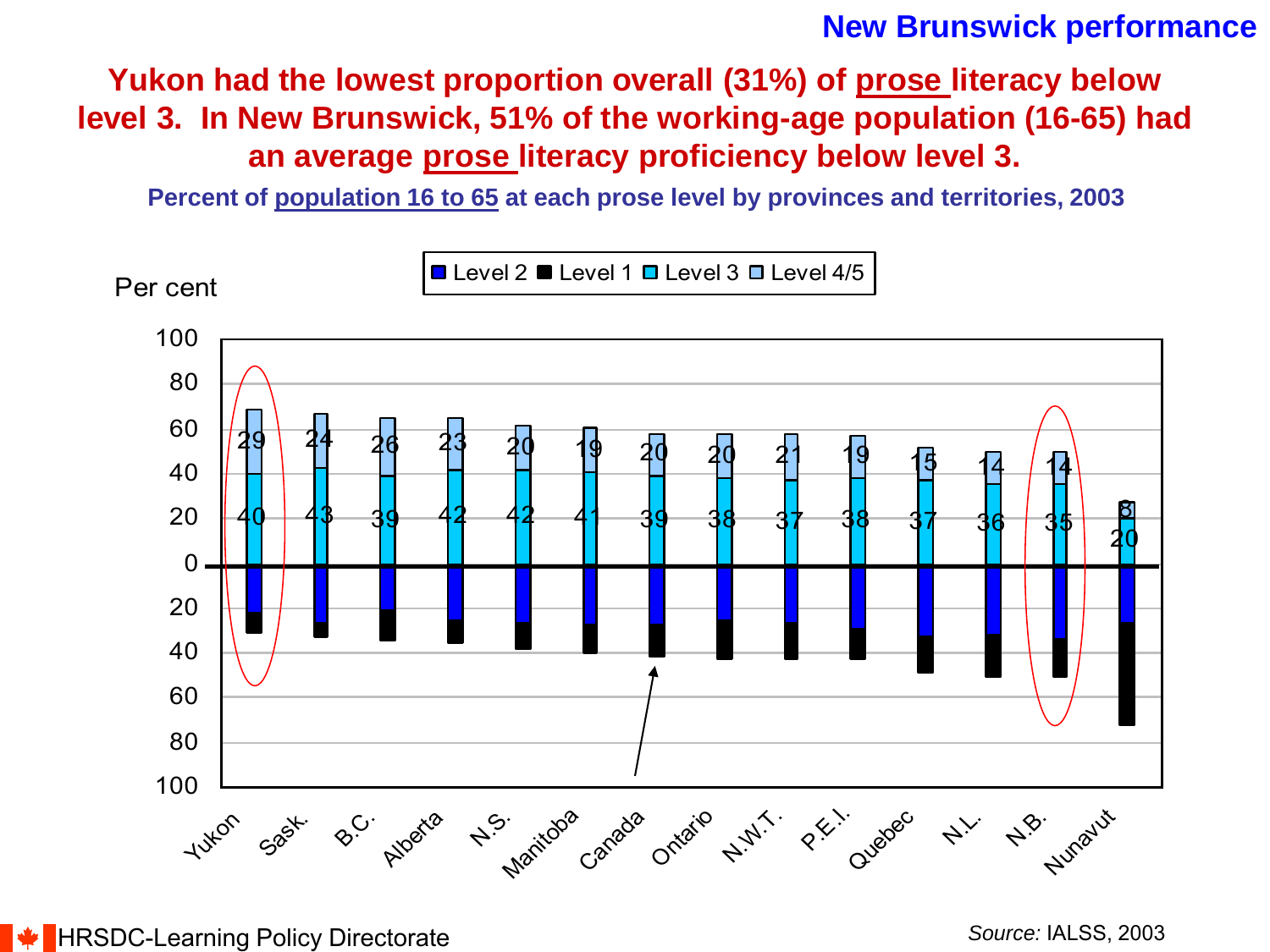## New Brunswick performance

# Yukon had the lowest proportion overall (31%) of prose literacy below level 3. In New Brunswick, 51% of the working-age population (16-65) had an average prose literacy proficiency below level 3.

**Percent of population 16 to 65 at each prose level by provinces and territories, 2003**

Per cent

| | Yukon | Sask. | B.C. | Alberta | N.S. | Manitoba | Canada | Ontario | N.W.T. | P.E.I. | Quebec | N.L. | N.B. | Nunavut |
|---|---|---|---|---|---|---|---|---|---|---|---|---|---|---|
| Level 4/5 | 29 | 24 | 26 | 23 | 20 | 19 | 20 | 20 | 21 | 19 | 15 | 14 | 14 | 8 |
| Level 3 | 40 | 43 | 39 | 42 | 42 | 41 | 39 | 38 | 37 | 38 | 37 | 36 | 35 | 20 |

Source: IALSS, 2003

HRSDC-Learning Policy Directorate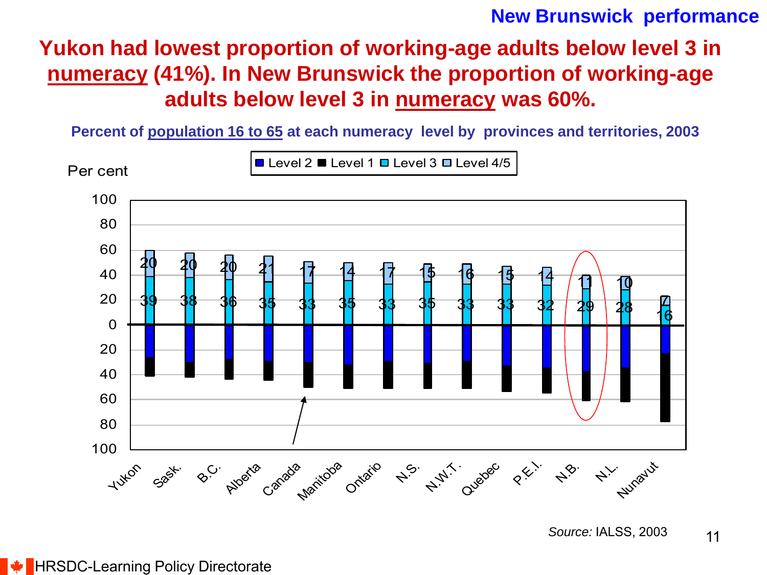New Brunswick performance

# Yukon had lowest proportion of working-age adults below level 3 in numeracy (41%). In New Brunswick the proportion of working-age adults below level 3 in numeracy was 60%.

**Percent of population 16 to 65 at each numeracy level by provinces and territories, 2003**

| | Level 3 | Level 4/5 |
|---|---|---|
| Yukon | 39 | 20 |
| Sask. | 38 | 20 |
| B.C. | 36 | 20 |
| Alberta | 35 | 21 |
| Canada | 33 | 17 |
| Manitoba | 35 | 14 |
| Ontario | 33 | 17 |
| N.S. | 35 | 15 |
| N.W.T. | 33 | 16 |
| Quebec | 33 | 15 |
| P.E.I. | 32 | 14 |
| N.B. | 29 | 11 |
| N.L. | 28 | 10 |
| Nunavut | 16 | 7 |

*Source:* IALSS, 2003

HRSDC-Learning Policy Directorate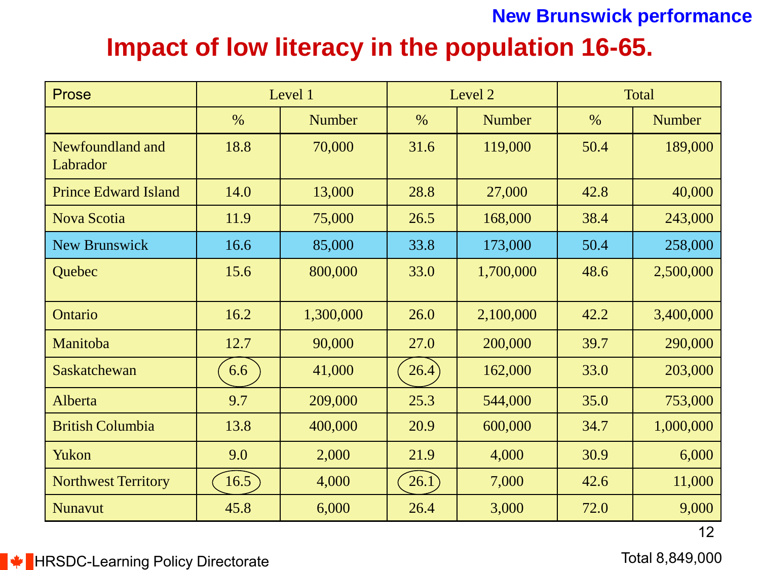New Brunswick performance

# Impact of low literacy in the population 16-65.

| Prose | Level 1 | | Level 2 | | Total | |
|---|---|---|---|---|---|---|
| | % | Number | % | Number | % | Number |
| Newfoundland and Labrador | 18.8 | 70,000 | 31.6 | 119,000 | 50.4 | 189,000 |
| Prince Edward Island | 14.0 | 13,000 | 28.8 | 27,000 | 42.8 | 40,000 |
| Nova Scotia | 11.9 | 75,000 | 26.5 | 168,000 | 38.4 | 243,000 |
| New Brunswick | 16.6 | 85,000 | 33.8 | 173,000 | 50.4 | 258,000 |
| Quebec | 15.6 | 800,000 | 33.0 | 1,700,000 | 48.6 | 2,500,000 |
| Ontario | 16.2 | 1,300,000 | 26.0 | 2,100,000 | 42.2 | 3,400,000 |
| Manitoba | 12.7 | 90,000 | 27.0 | 200,000 | 39.7 | 290,000 |
| Saskatchewan | 6.6 | 41,000 | 26.4 | 162,000 | 33.0 | 203,000 |
| Alberta | 9.7 | 209,000 | 25.3 | 544,000 | 35.0 | 753,000 |
| British Columbia | 13.8 | 400,000 | 20.9 | 600,000 | 34.7 | 1,000,000 |
| Yukon | 9.0 | 2,000 | 21.9 | 4,000 | 30.9 | 6,000 |
| Northwest Territory | 16.5 | 4,000 | 26.1 | 7,000 | 42.6 | 11,000 |
| Nunavut | 45.8 | 6,000 | 26.4 | 3,000 | 72.0 | 9,000 |

Total 8,849,000

HRSDC-Learning Policy Directorate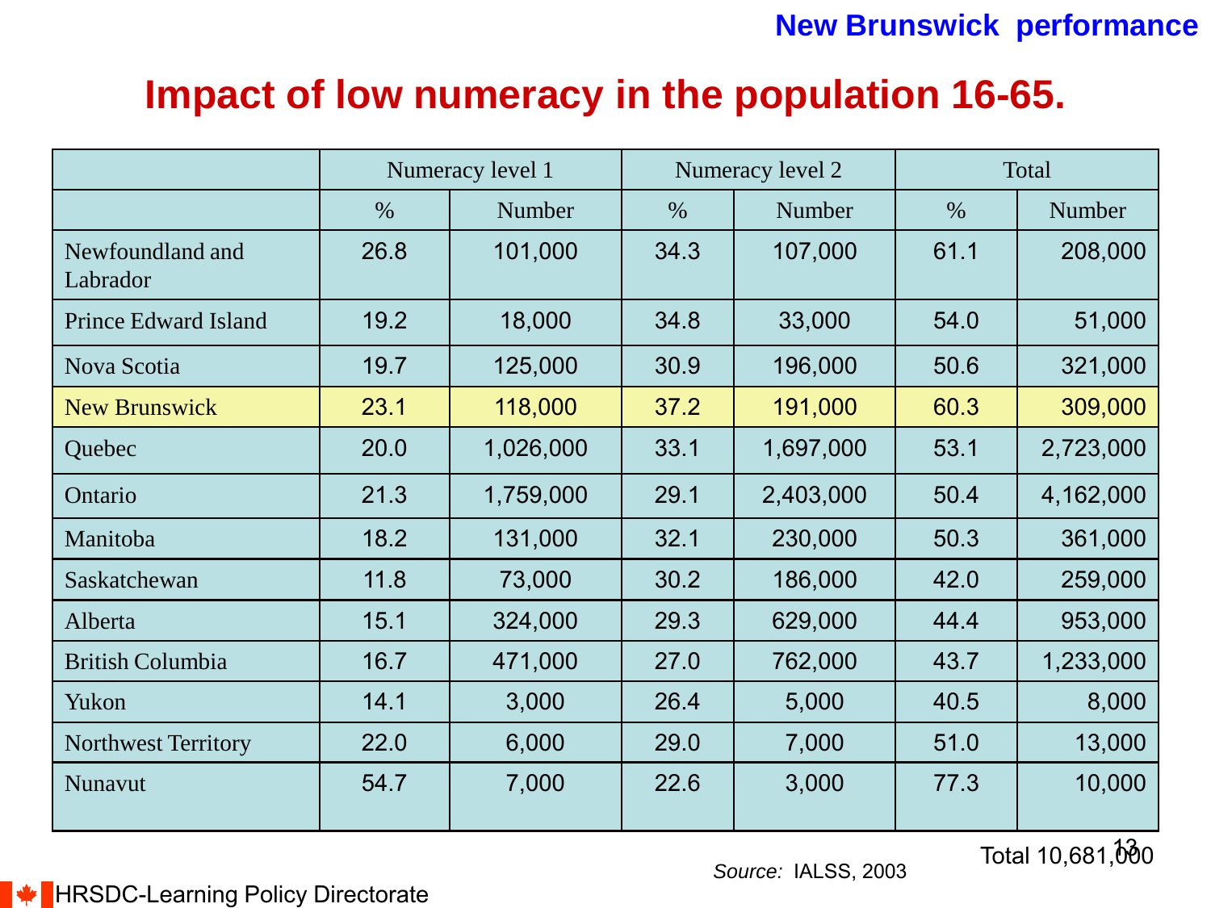New Brunswick performance

# Impact of low numeracy in the population 16-65.

| | Numeracy level 1 | | Numeracy level 2 | | Total | |
|---|---|---|---|---|---|---|
| | % | Number | % | Number | % | Number |
| Newfoundland and Labrador | 26.8 | 101,000 | 34.3 | 107,000 | 61.1 | 208,000 |
| Prince Edward Island | 19.2 | 18,000 | 34.8 | 33,000 | 54.0 | 51,000 |
| Nova Scotia | 19.7 | 125,000 | 30.9 | 196,000 | 50.6 | 321,000 |
| New Brunswick | 23.1 | 118,000 | 37.2 | 191,000 | 60.3 | 309,000 |
| Quebec | 20.0 | 1,026,000 | 33.1 | 1,697,000 | 53.1 | 2,723,000 |
| Ontario | 21.3 | 1,759,000 | 29.1 | 2,403,000 | 50.4 | 4,162,000 |
| Manitoba | 18.2 | 131,000 | 32.1 | 230,000 | 50.3 | 361,000 |
| Saskatchewan | 11.8 | 73,000 | 30.2 | 186,000 | 42.0 | 259,000 |
| Alberta | 15.1 | 324,000 | 29.3 | 629,000 | 44.4 | 953,000 |
| British Columbia | 16.7 | 471,000 | 27.0 | 762,000 | 43.7 | 1,233,000 |
| Yukon | 14.1 | 3,000 | 26.4 | 5,000 | 40.5 | 8,000 |
| Northwest Territory | 22.0 | 6,000 | 29.0 | 7,000 | 51.0 | 13,000 |
| Nunavut | 54.7 | 7,000 | 22.6 | 3,000 | 77.3 | 10,000 |

Total 10,681,000

*Source:* IALSS, 2003

HRSDC-Learning Policy Directorate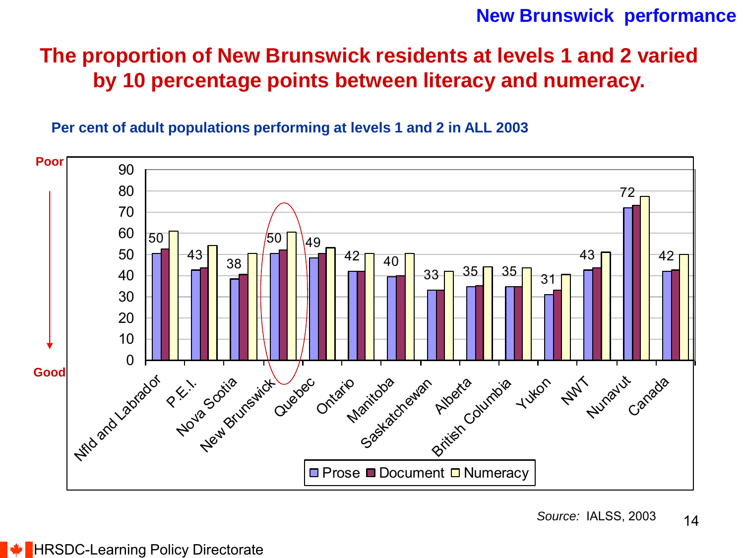New Brunswick performance

# The proportion of New Brunswick residents at levels 1 and 2 varied by 10 percentage points between literacy and numeracy.

**Per cent of adult populations performing at levels 1 and 2 in ALL 2003**

Poor

Good

| | Prose |
|---|---|
| Nfld and Labrador | 50 |
| P.E.I. | 43 |
| Nova Scotia | 38 |
| New Brunswick | 50 |
| Quebec | 49 |
| Ontario | 42 |
| Manitoba | 40 |
| Saskatchewan | 33 |
| Alberta | 35 |
| British Columbia | 35 |
| Yukon | 31 |
| NWT | 43 |
| Nunavut | 72 |
| Canada | 42 |

Prose, Document, Numeracy

*Source:* IALSS, 2003

HRSDC-Learning Policy Directorate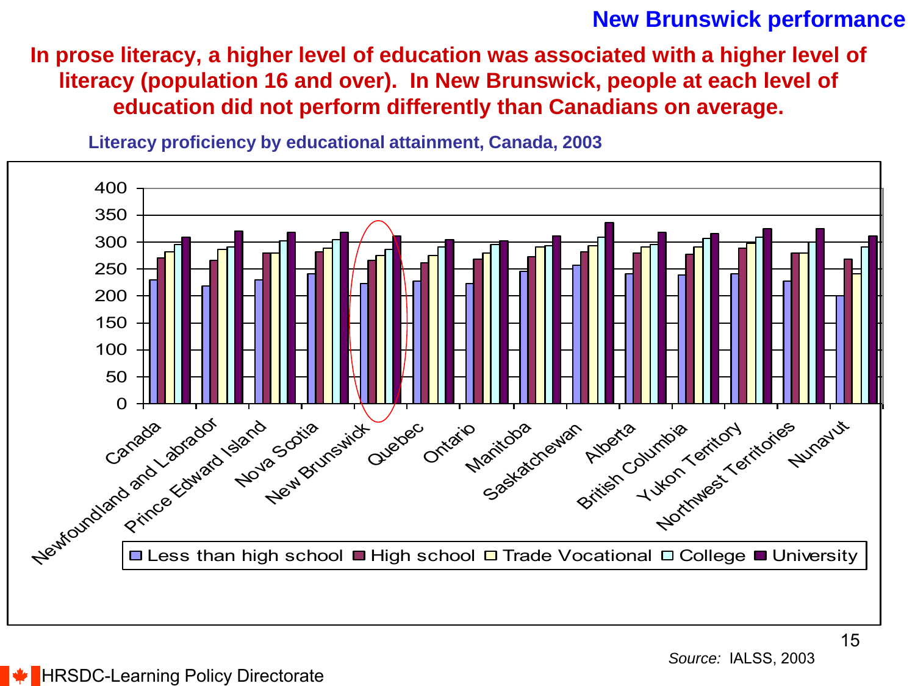## New Brunswick performance

**In prose literacy, a higher level of education was associated with a higher level of literacy (population 16 and over). In New Brunswick, people at each level of education did not perform differently than Canadians on average.**

**Literacy proficiency by educational attainment, Canada, 2003**

Legend: Less than high school, High school, Trade Vocational, College, University

Y-axis: 0, 50, 100, 150, 200, 250, 300, 350, 400

X-axis: Canada, Newfoundland and Labrador, Prince Edward Island, Nova Scotia, New Brunswick, Quebec, Ontario, Manitoba, Saskatchewan, Alberta, British Columbia, Yukon Territory, Northwest Territories, Nunavut

*Source:* IALSS, 2003

HRSDC-Learning Policy Directorate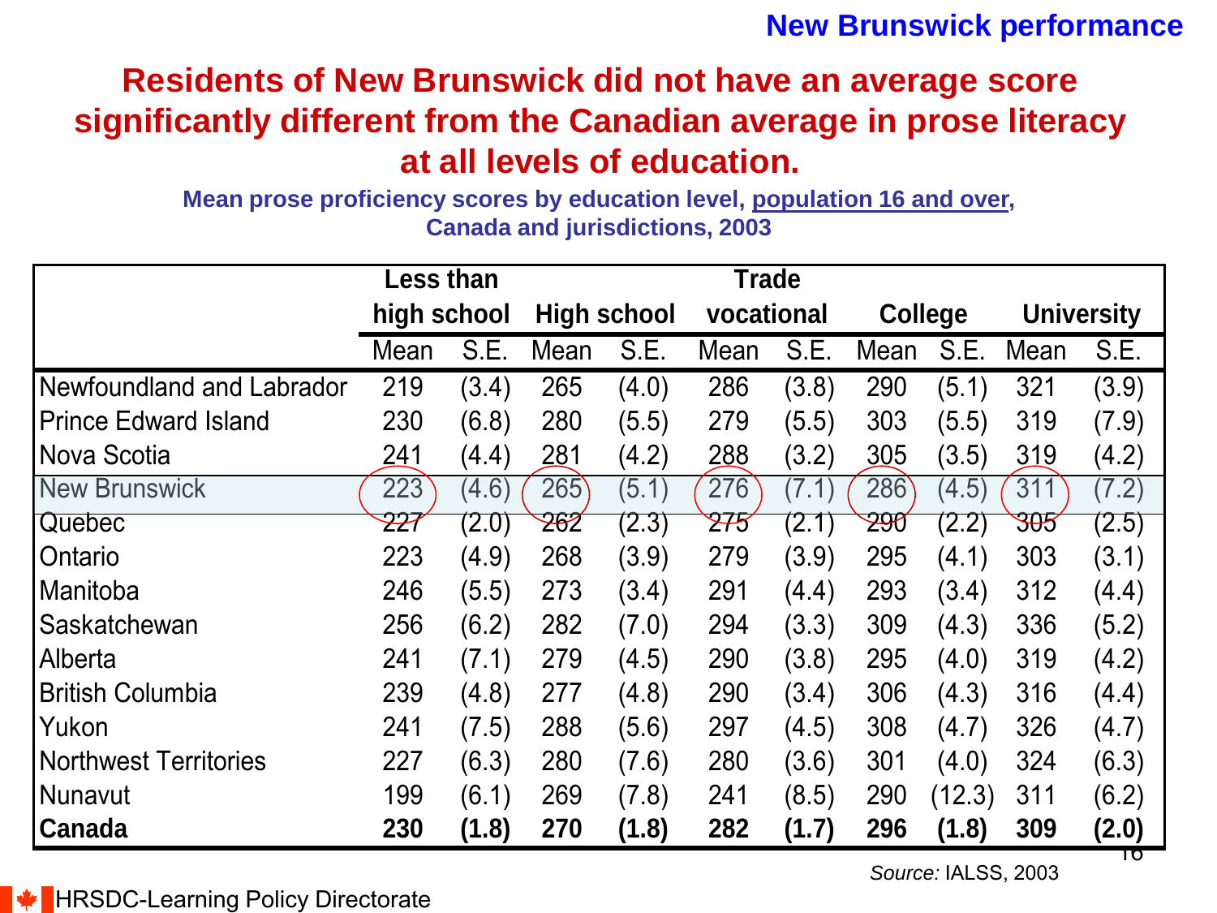New Brunswick performance

# Residents of New Brunswick did not have an average score significantly different from the Canadian average in prose literacy at all levels of education.

**Mean prose proficiency scores by education level, population 16 and over, Canada and jurisdictions, 2003**

| | Less than high school | | High school | | Trade vocational | | College | | University | |
|---|---|---|---|---|---|---|---|---|---|---|
| | Mean | S.E. | Mean | S.E. | Mean | S.E. | Mean | S.E. | Mean | S.E. |
| Newfoundland and Labrador | 219 | (3.4) | 265 | (4.0) | 286 | (3.8) | 290 | (5.1) | 321 | (3.9) |
| Prince Edward Island | 230 | (6.8) | 280 | (5.5) | 279 | (5.5) | 303 | (5.5) | 319 | (7.9) |
| Nova Scotia | 241 | (4.4) | 281 | (4.2) | 288 | (3.2) | 305 | (3.5) | 319 | (4.2) |
| New Brunswick | 223 | (4.6) | 265 | (5.1) | 276 | (7.1) | 286 | (4.5) | 311 | (7.2) |
| Quebec | 227 | (2.0) | 262 | (2.3) | 275 | (2.1) | 290 | (2.2) | 305 | (2.5) |
| Ontario | 223 | (4.9) | 268 | (3.9) | 279 | (3.9) | 295 | (4.1) | 303 | (3.1) |
| Manitoba | 246 | (5.5) | 273 | (3.4) | 291 | (4.4) | 293 | (3.4) | 312 | (4.4) |
| Saskatchewan | 256 | (6.2) | 282 | (7.0) | 294 | (3.3) | 309 | (4.3) | 336 | (5.2) |
| Alberta | 241 | (7.1) | 279 | (4.5) | 290 | (3.8) | 295 | (4.0) | 319 | (4.2) |
| British Columbia | 239 | (4.8) | 277 | (4.8) | 290 | (3.4) | 306 | (4.3) | 316 | (4.4) |
| Yukon | 241 | (7.5) | 288 | (5.6) | 297 | (4.5) | 308 | (4.7) | 326 | (4.7) |
| Northwest Territories | 227 | (6.3) | 280 | (7.6) | 280 | (3.6) | 301 | (4.0) | 324 | (6.3) |
| Nunavut | 199 | (6.1) | 269 | (7.8) | 241 | (8.5) | 290 | (12.3) | 311 | (6.2) |
| **Canada** | **230** | **(1.8)** | **270** | **(1.8)** | **282** | **(1.7)** | **296** | **(1.8)** | **309** | **(2.0)** |

*Source:* IALSS, 2003

HRSDC-Learning Policy Directorate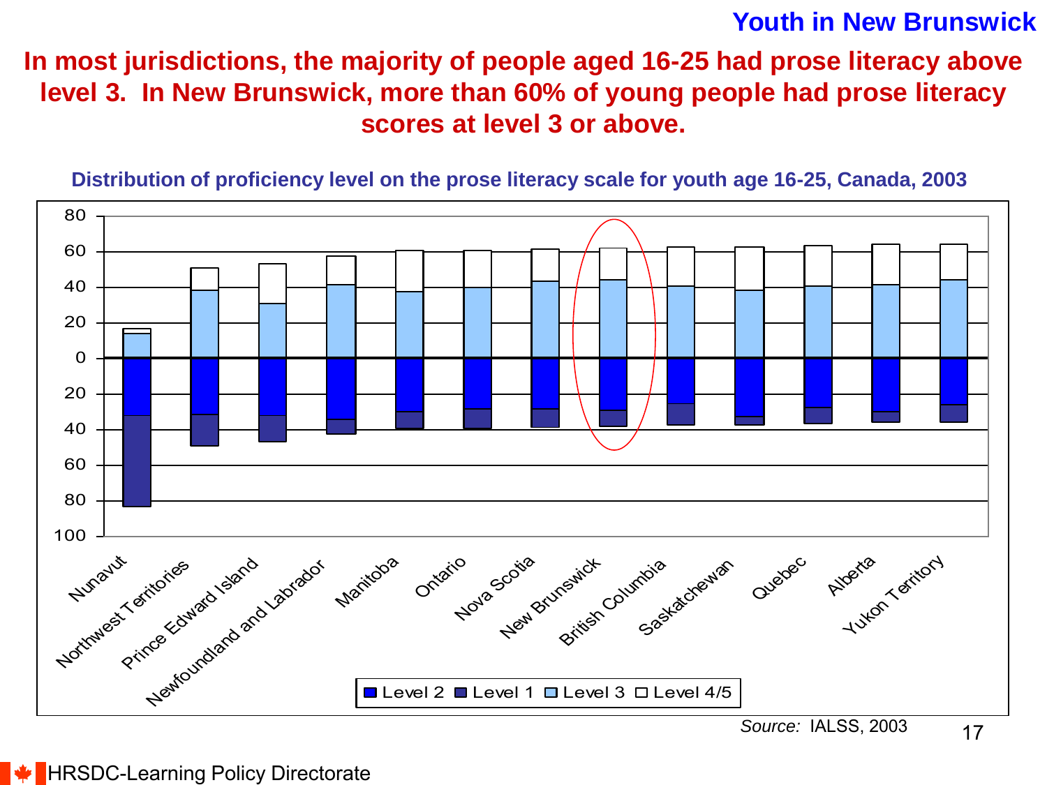## Youth in New Brunswick

# In most jurisdictions, the majority of people aged 16-25 had prose literacy above level 3. In New Brunswick, more than 60% of young people had prose literacy scores at level 3 or above.

**Distribution of proficiency level on the prose literacy scale for youth age 16-25, Canada, 2003**

Legend: Level 2, Level 1, Level 3, Level 4/5

Jurisdictions: Nunavut, Northwest Territories, Prince Edward Island, Newfoundland and Labrador, Manitoba, Ontario, Nova Scotia, New Brunswick, British Columbia, Saskatchewan, Quebec, Alberta, Yukon Territory

*Source:* IALSS, 2003

HRSDC-Learning Policy Directorate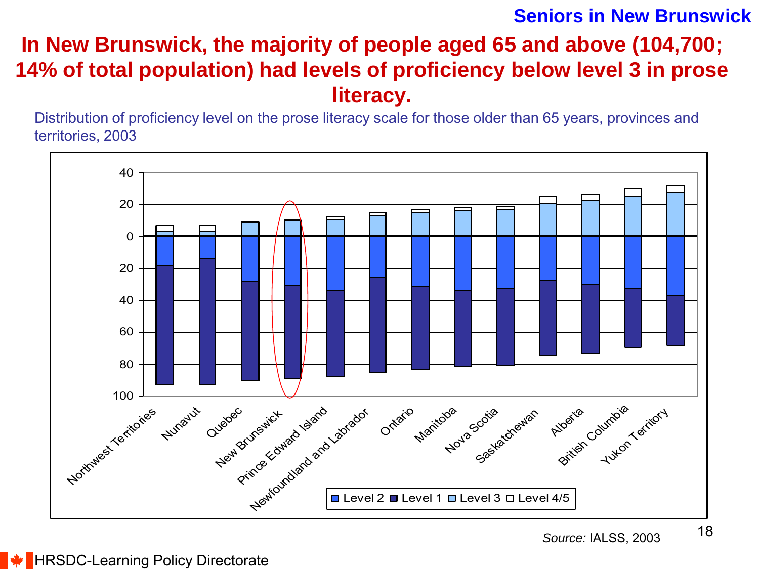## Seniors in New Brunswick

# In New Brunswick, the majority of people aged 65 and above (104,700; 14% of total population) had levels of proficiency below level 3 in prose literacy.

Distribution of proficiency level on the prose literacy scale for those older than 65 years, provinces and territories, 2003

*Source:* IALSS, 2003

HRSDC-Learning Policy Directorate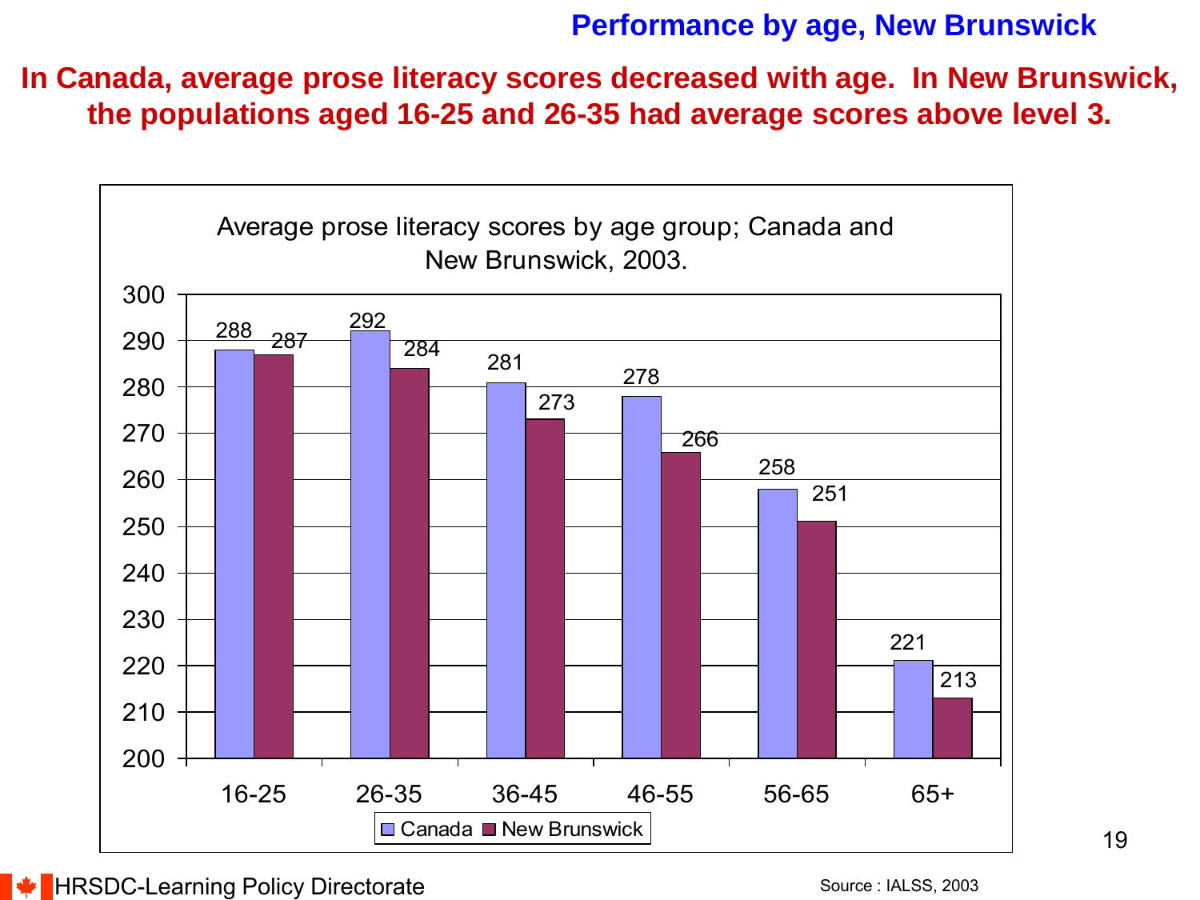# Performance by age, New Brunswick

**In Canada, average prose literacy scores decreased with age. In New Brunswick, the populations aged 16-25 and 26-35 had average scores above level 3.**

Average prose literacy scores by age group; Canada and New Brunswick, 2003.

| Age group | Canada | New Brunswick |
| --- | --- | --- |
| 16-25 | 288 | 287 |
| 26-35 | 292 | 284 |
| 36-45 | 281 | 273 |
| 46-55 | 278 | 266 |
| 56-65 | 258 | 251 |
| 65+ | 221 | 213 |

HRSDC-Learning Policy Directorate

Source : IALSS, 2003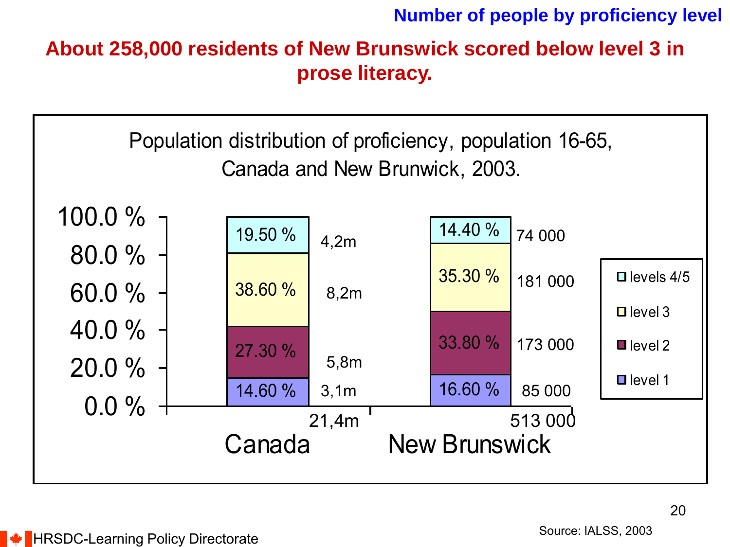**Number of people by proficiency level**

## About 258,000 residents of New Brunswick scored below level 3 in prose literacy.

Population distribution of proficiency, population 16-65, Canada and New Brunwick, 2003.

| | Canada (%) | Canada (number) | New Brunswick (%) | New Brunswick (number) |
|---|---|---|---|---|
| levels 4/5 | 19.50 % | 4,2m | 14.40 % | 74 000 |
| level 3 | 38.60 % | 8,2m | 35.30 % | 181 000 |
| level 2 | 27.30 % | 5,8m | 33.80 % | 173 000 |
| level 1 | 14.60 % | 3,1m | 16.60 % | 85 000 |
| Total | | 21,4m | | 513 000 |

Source: IALSS, 2003

HRSDC-Learning Policy Directorate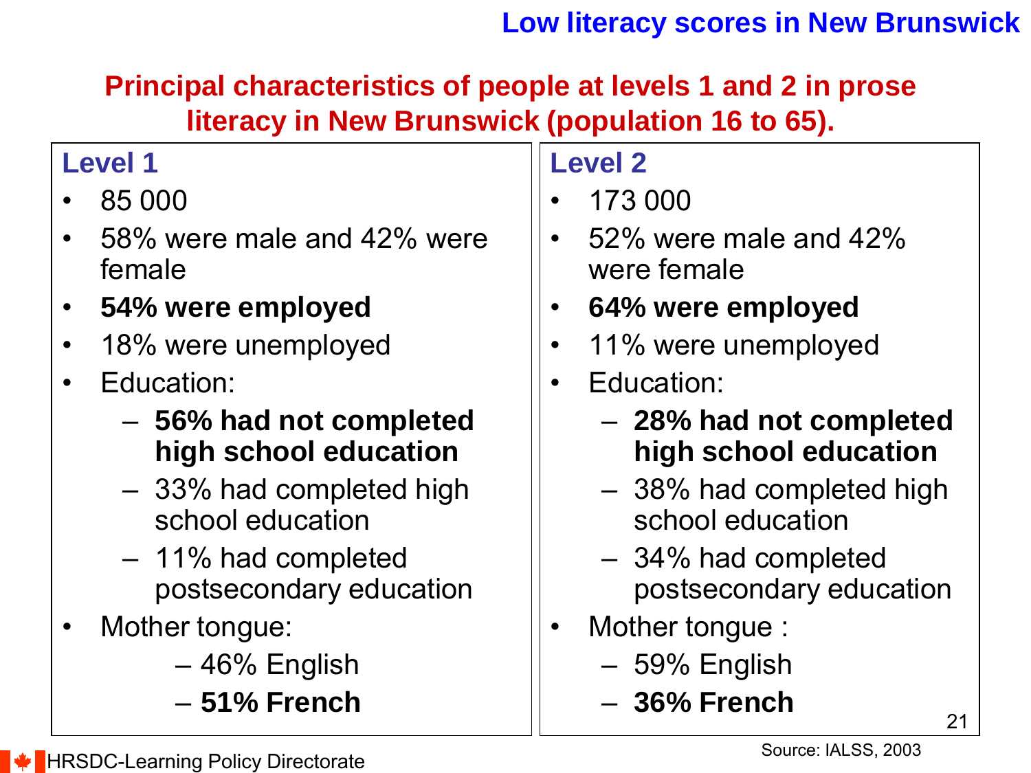# Low literacy scores in New Brunswick

## Principal characteristics of people at levels 1 and 2 in prose literacy in New Brunswick (population 16 to 65).

### Level 1

- 85 000
- 58% were male and 42% were female
- **54% were employed**
- 18% were unemployed
- Education:
  - **56% had not completed high school education**
  - 33% had completed high school education
  - 11% had completed postsecondary education
- Mother tongue:
  - 46% English
  - **51% French**

### Level 2

- 173 000
- 52% were male and 42% were female
- **64% were employed**
- 11% were unemployed
- Education:
  - **28% had not completed high school education**
  - 38% had completed high school education
  - 34% had completed postsecondary education
- Mother tongue :
  - 59% English
  - **36% French**

Source: IALSS, 2003

HRSDC-Learning Policy Directorate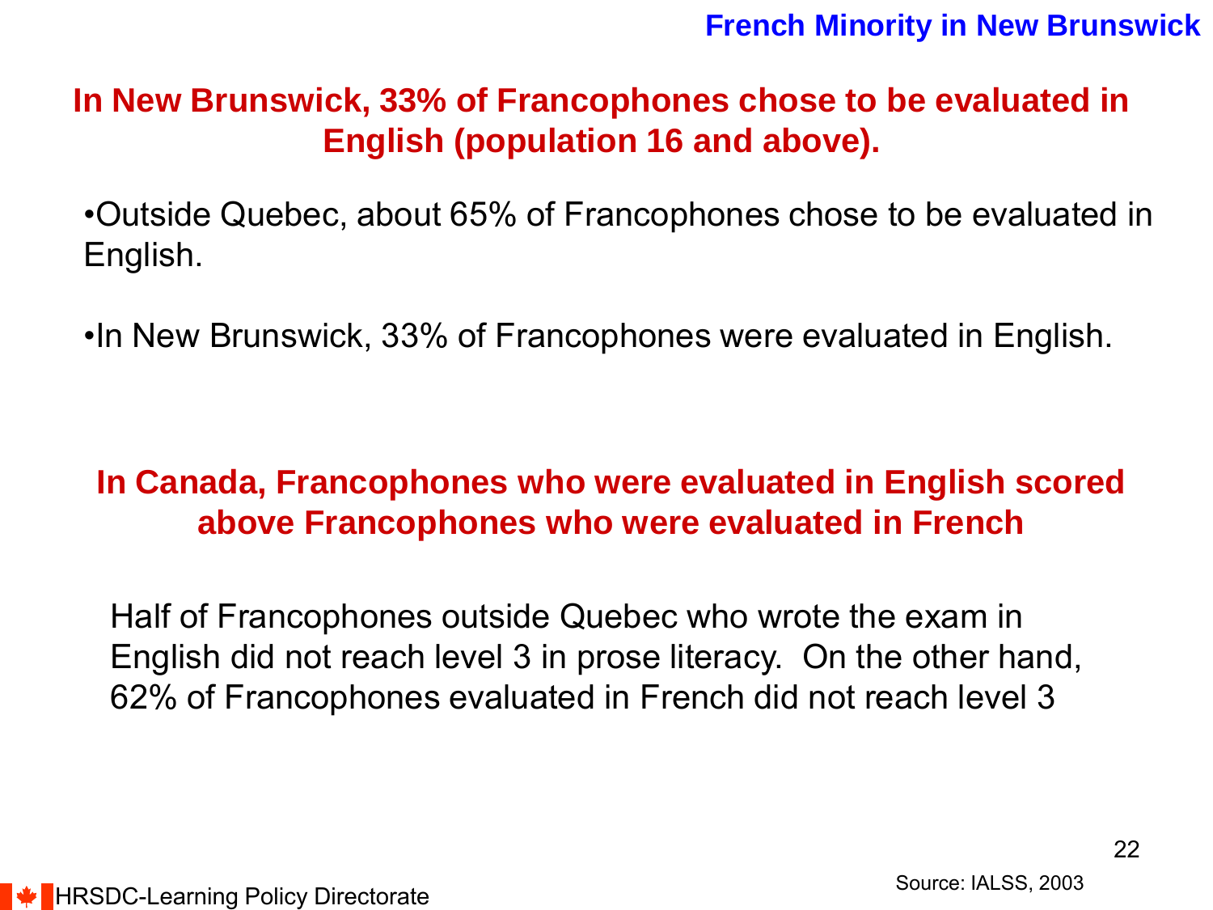## French Minority in New Brunswick

**In New Brunswick, 33% of Francophones chose to be evaluated in English (population 16 and above).**

- Outside Quebec, about 65% of Francophones chose to be evaluated in English.
- In New Brunswick, 33% of Francophones were evaluated in English.

**In Canada, Francophones who were evaluated in English scored above Francophones who were evaluated in French**

Half of Francophones outside Quebec who wrote the exam in English did not reach level 3 in prose literacy. On the other hand, 62% of Francophones evaluated in French did not reach level 3

Source: IALSS, 2003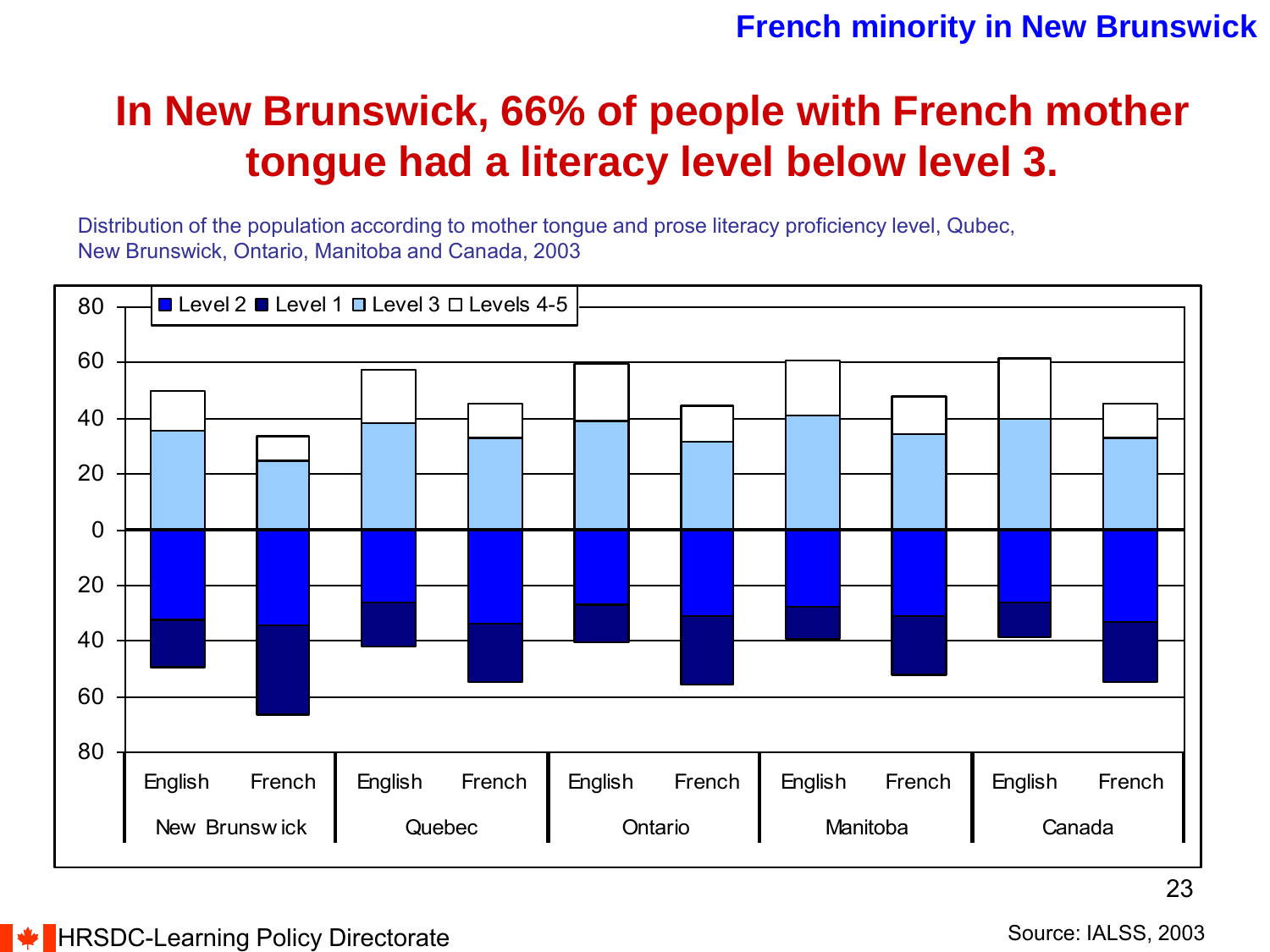French minority in New Brunswick

# In New Brunswick, 66% of people with French mother tongue had a literacy level below level 3.

Distribution of the population according to mother tongue and prose literacy proficiency level, Qubec, New Brunswick, Ontario, Manitoba and Canada, 2003

■ Level 2 ■ Level 1 □ Level 3 □ Levels 4-5

| | New Brunswick | | Quebec | | Ontario | | Manitoba | | Canada | |
|---|---|---|---|---|---|---|---|---|---|---|
| | English | French | English | French | English | French | English | French | English | French |

Source: IALSS, 2003

HRSDC-Learning Policy Directorate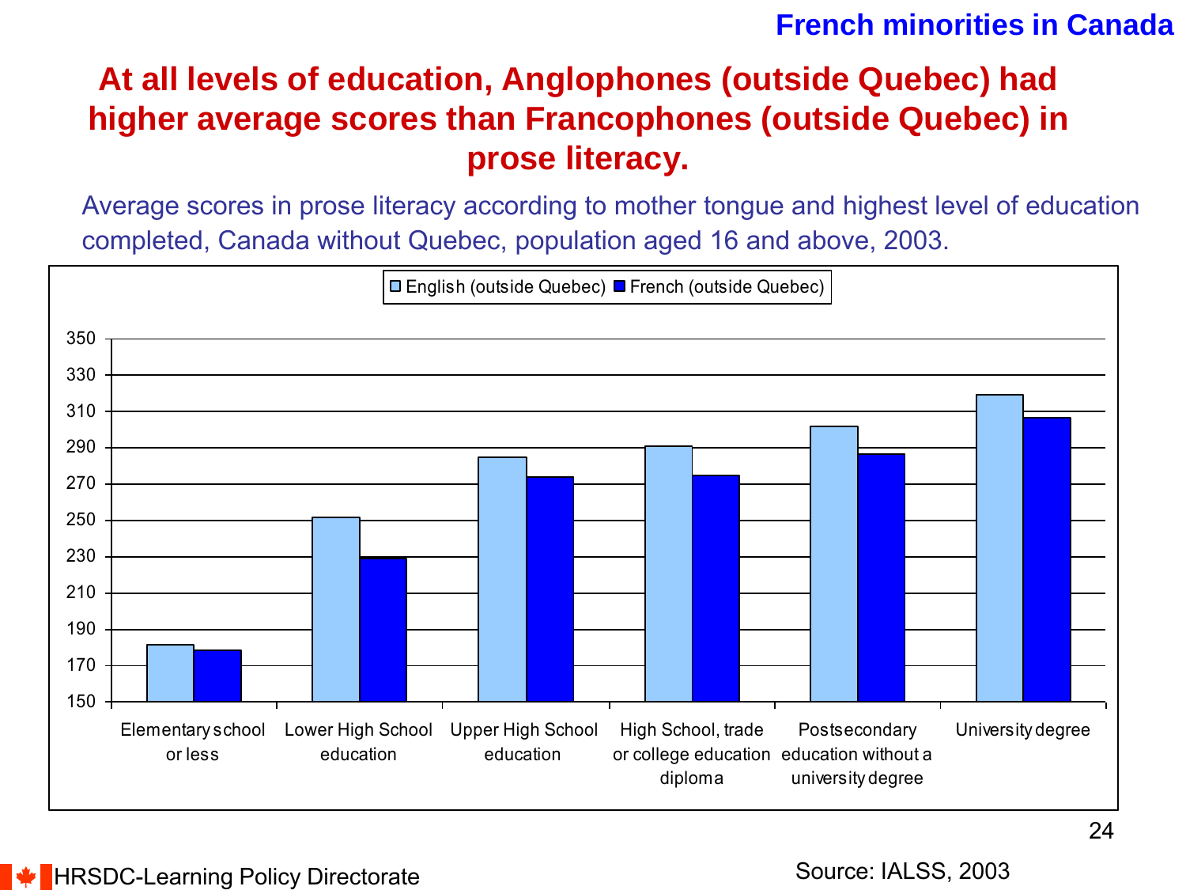French minorities in Canada

# At all levels of education, Anglophones (outside Quebec) had higher average scores than Francophones (outside Quebec) in prose literacy.

Average scores in prose literacy according to mother tongue and highest level of education completed, Canada without Quebec, population aged 16 and above, 2003.

□ English (outside Quebec) ■ French (outside Quebec)

350
330
310
290
270
250
230
210
190
170
150

Elementary school or less | Lower High School education | Upper High School education | High School, trade or college education diploma | Postsecondary education without a university degree | University degree

HRSDC-Learning Policy Directorate

Source: IALSS, 2003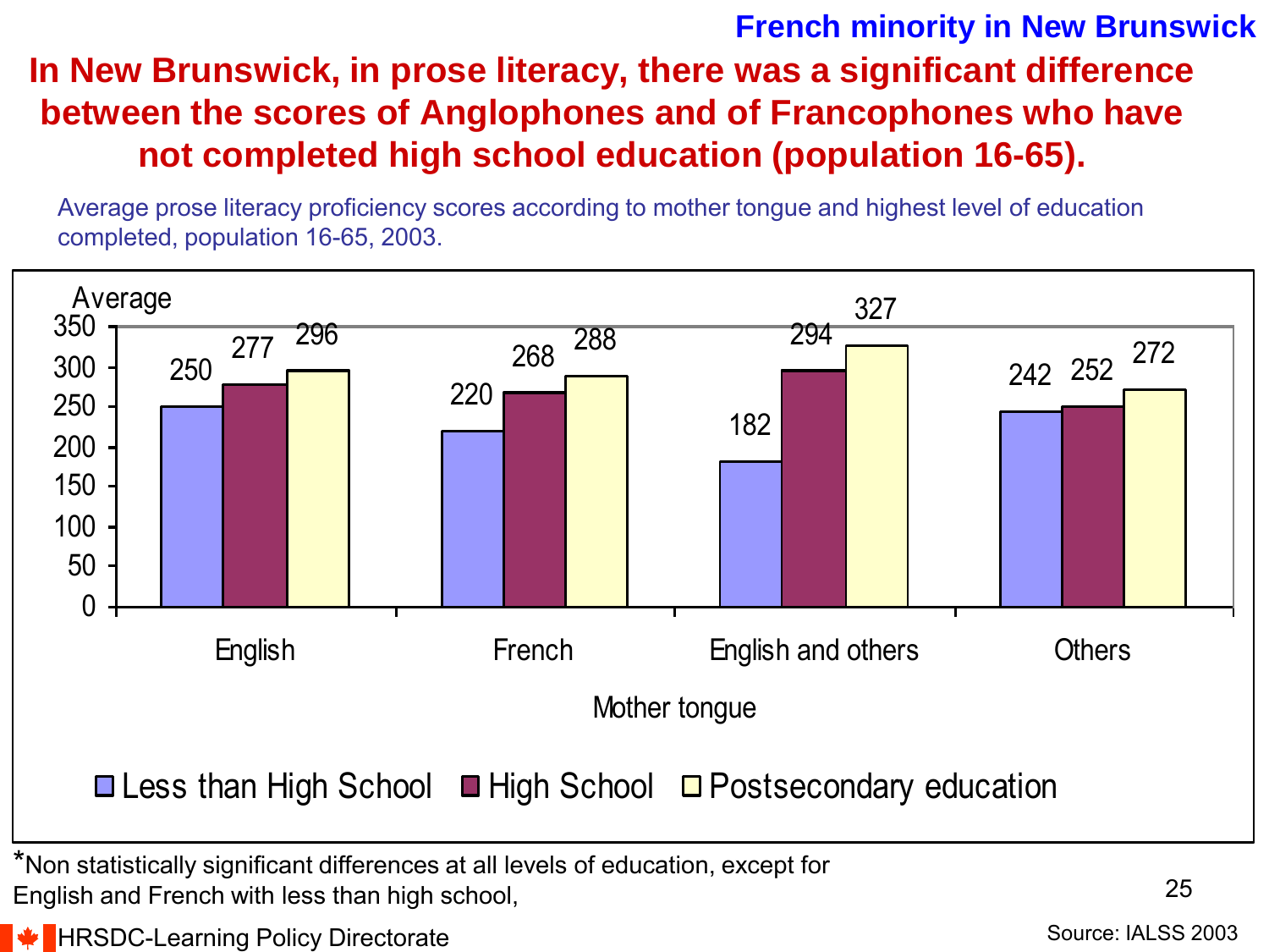French minority in New Brunswick

# In New Brunswick, in prose literacy, there was a significant difference between the scores of Anglophones and of Francophones who have not completed high school education (population 16-65).

Average prose literacy proficiency scores according to mother tongue and highest level of education completed, population 16-65, 2003.

| Mother tongue | Less than High School | High School | Postsecondary education |
|---|---|---|---|
| English | 250 | 277 | 296 |
| French | 220 | 268 | 288 |
| English and others | 182 | 294 | 327 |
| Others | 242 | 252 | 272 |

*Non statistically significant differences at all levels of education, except for English and French with less than high school,

HRSDC-Learning Policy Directorate

Source: IALSS 2003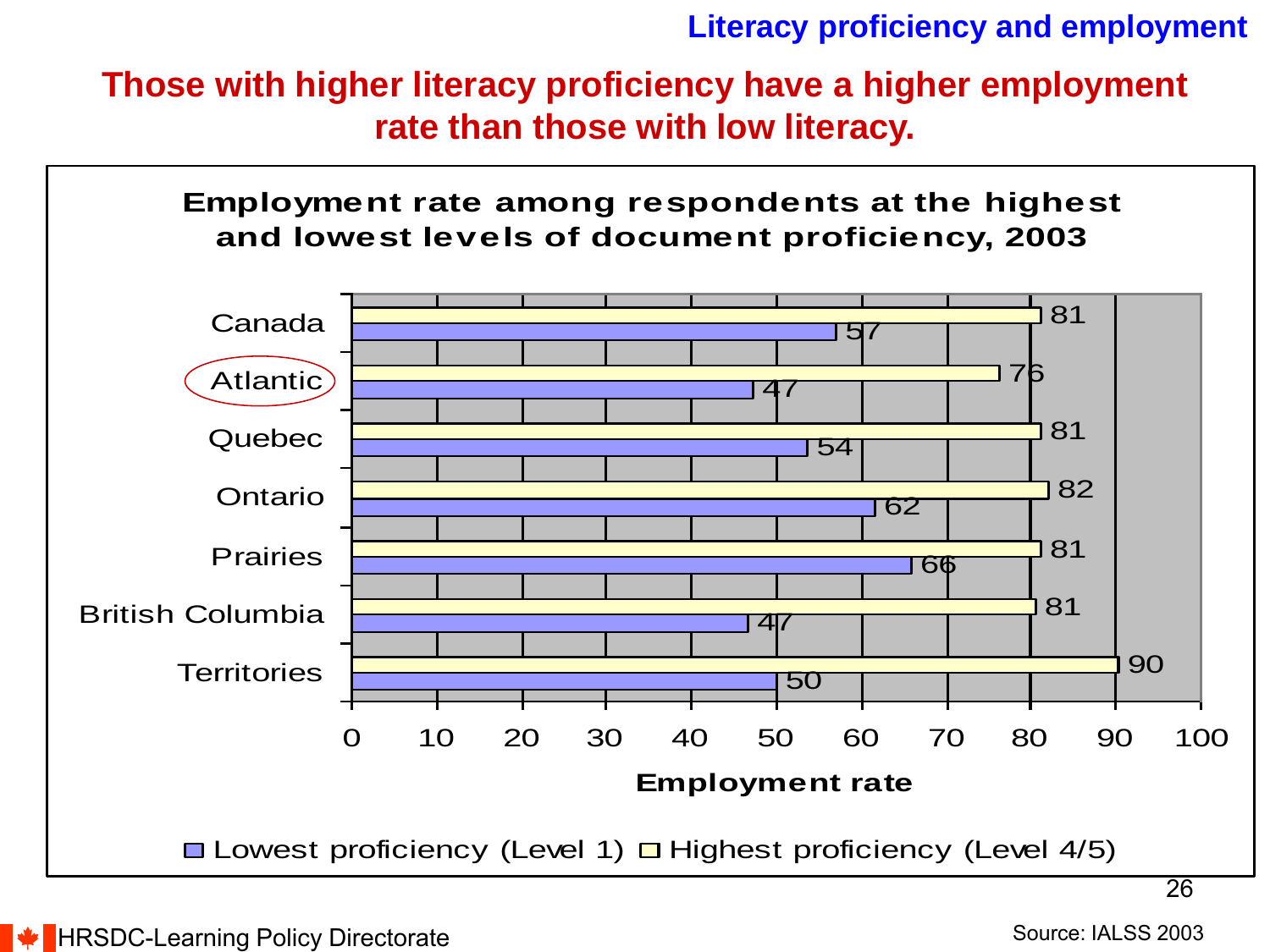## Literacy proficiency and employment

# Those with higher literacy proficiency have a higher employment rate than those with low literacy.

**Employment rate among respondents at the highest and lowest levels of document proficiency, 2003**

| Region | Lowest proficiency (Level 1) | Highest proficiency (Level 4/5) |
|---|---|---|
| Canada | 57 | 81 |
| Atlantic | 47 | 76 |
| Quebec | 54 | 81 |
| Ontario | 62 | 82 |
| Prairies | 66 | 81 |
| British Columbia | 47 | 81 |
| Territories | 50 | 90 |

Employment rate

HRSDC-Learning Policy Directorate

Source: IALSS 2003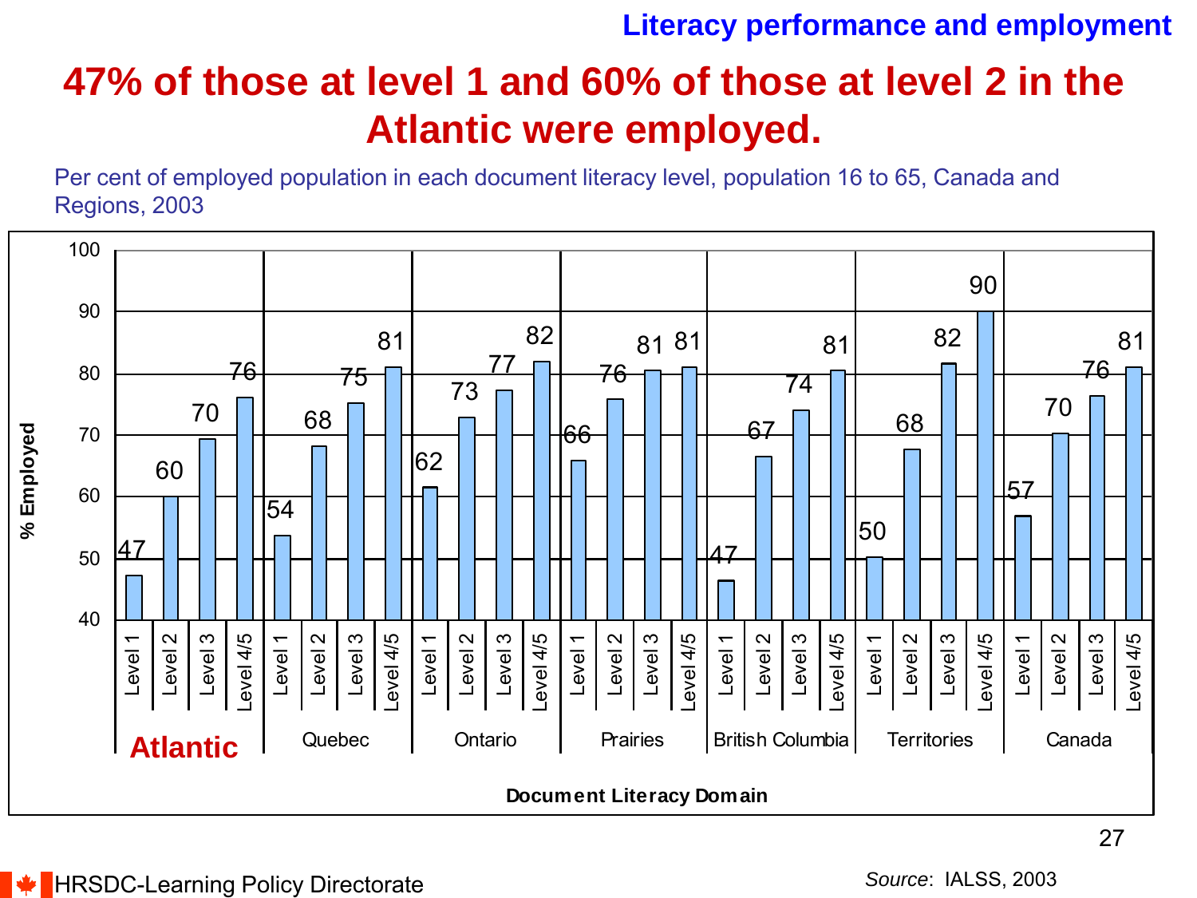**Literacy performance and employment**

# 47% of those at level 1 and 60% of those at level 2 in the Atlantic were employed.

Per cent of employed population in each document literacy level, population 16 to 65, Canada and Regions, 2003

| Region | Level 1 | Level 2 | Level 3 | Level 4/5 |
|---|---|---|---|---|
| **Atlantic** | 47 | 60 | 70 | 76 |
| Quebec | 54 | 68 | 75 | 81 |
| Ontario | 62 | 73 | 77 | 82 |
| Prairies | 66 | 76 | 81 | 81 |
| British Columbia | 47 | 67 | 74 | 81 |
| Territories | 50 | 68 | 82 | 90 |
| Canada | 57 | 70 | 76 | 81 |

Y-axis: % Employed; X-axis: Document Literacy Domain

HRSDC-Learning Policy Directorate

*Source*: IALSS, 2003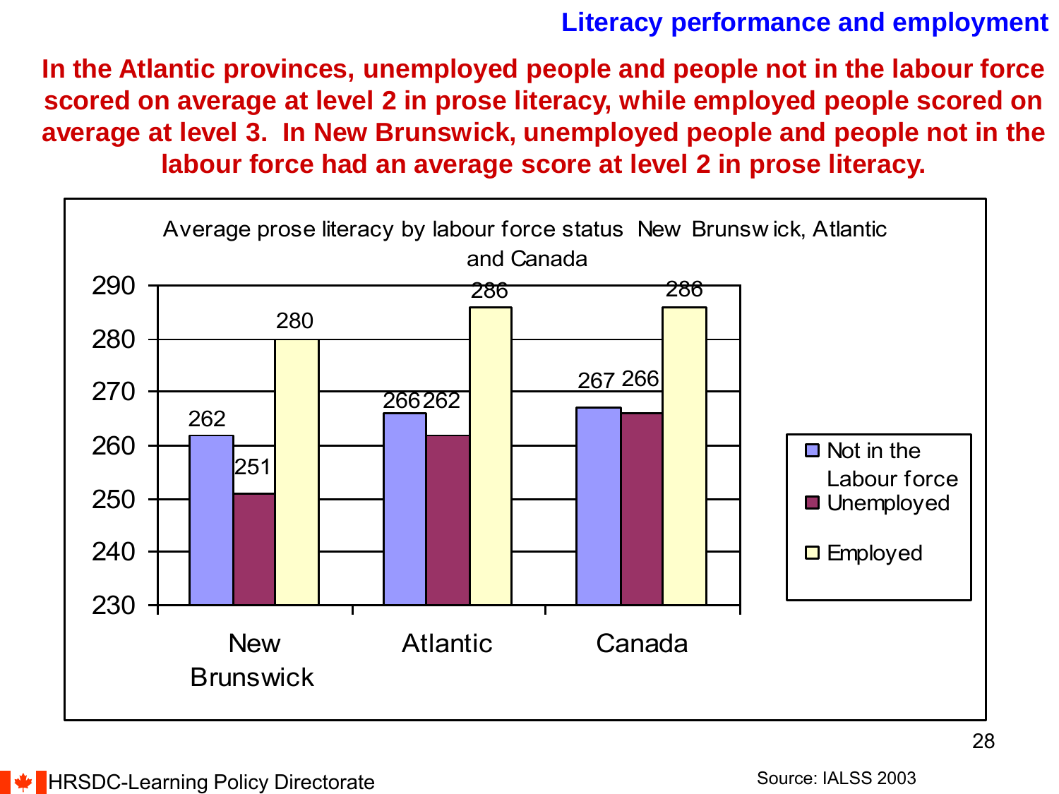## Literacy performance and employment

**In the Atlantic provinces, unemployed people and people not in the labour force scored on average at level 2 in prose literacy, while employed people scored on average at level 3. In New Brunswick, unemployed people and people not in the labour force had an average score at level 2 in prose literacy.**

Average prose literacy by labour force status New Brunswick, Atlantic and Canada

| | Not in the Labour force | Unemployed | Employed |
|---|---|---|---|
| New Brunswick | 262 | 251 | 280 |
| Atlantic | 266 | 262 | 286 |
| Canada | 267 | 266 | 286 |

Source: IALSS 2003

HRSDC-Learning Policy Directorate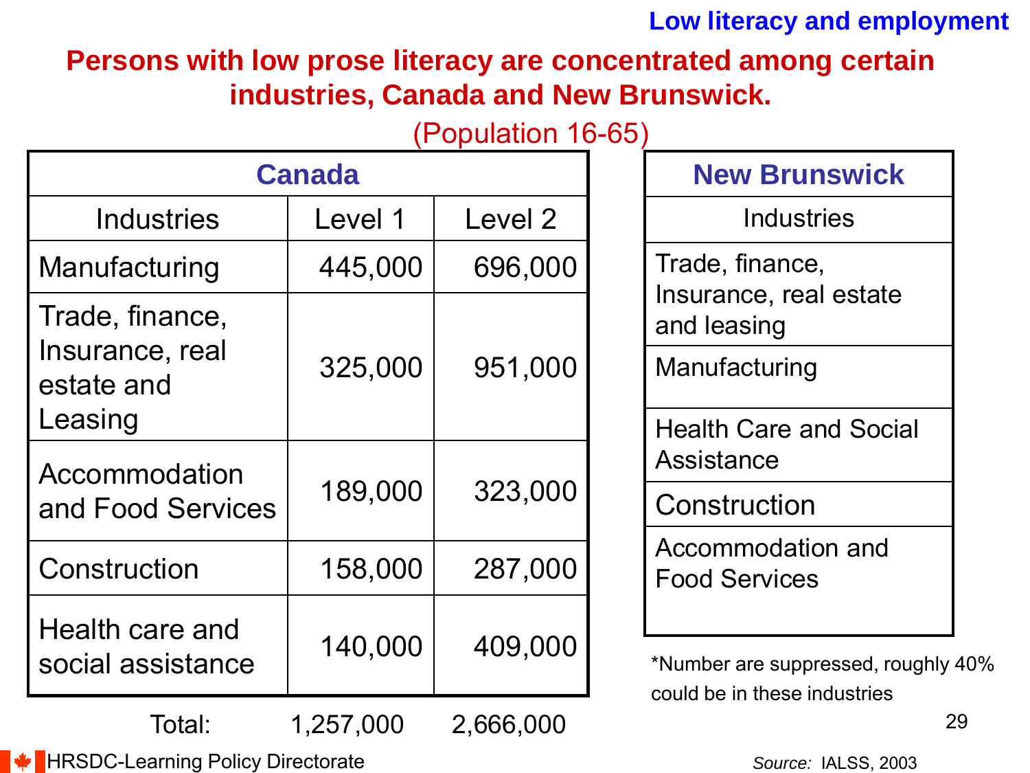**Low literacy and employment**

## Persons with low prose literacy are concentrated among certain industries, Canada and New Brunswick.

(Population 16-65)

| Canada | | |
|---|---|---|
| Industries | Level 1 | Level 2 |
| Manufacturing | 445,000 | 696,000 |
| Trade, finance, Insurance, real estate and Leasing | 325,000 | 951,000 |
| Accommodation and Food Services | 189,000 | 323,000 |
| Construction | 158,000 | 287,000 |
| Health care and social assistance | 140,000 | 409,000 |
| Total: | 1,257,000 | 2,666,000 |

| New Brunswick |
|---|
| Industries |
| Trade, finance, Insurance, real estate and leasing |
| Manufacturing |
| Health Care and Social Assistance |
| Construction |
| Accommodation and Food Services |

*Number are suppressed, roughly 40% could be in these industries

HRSDC-Learning Policy Directorate

*Source:* IALSS, 2003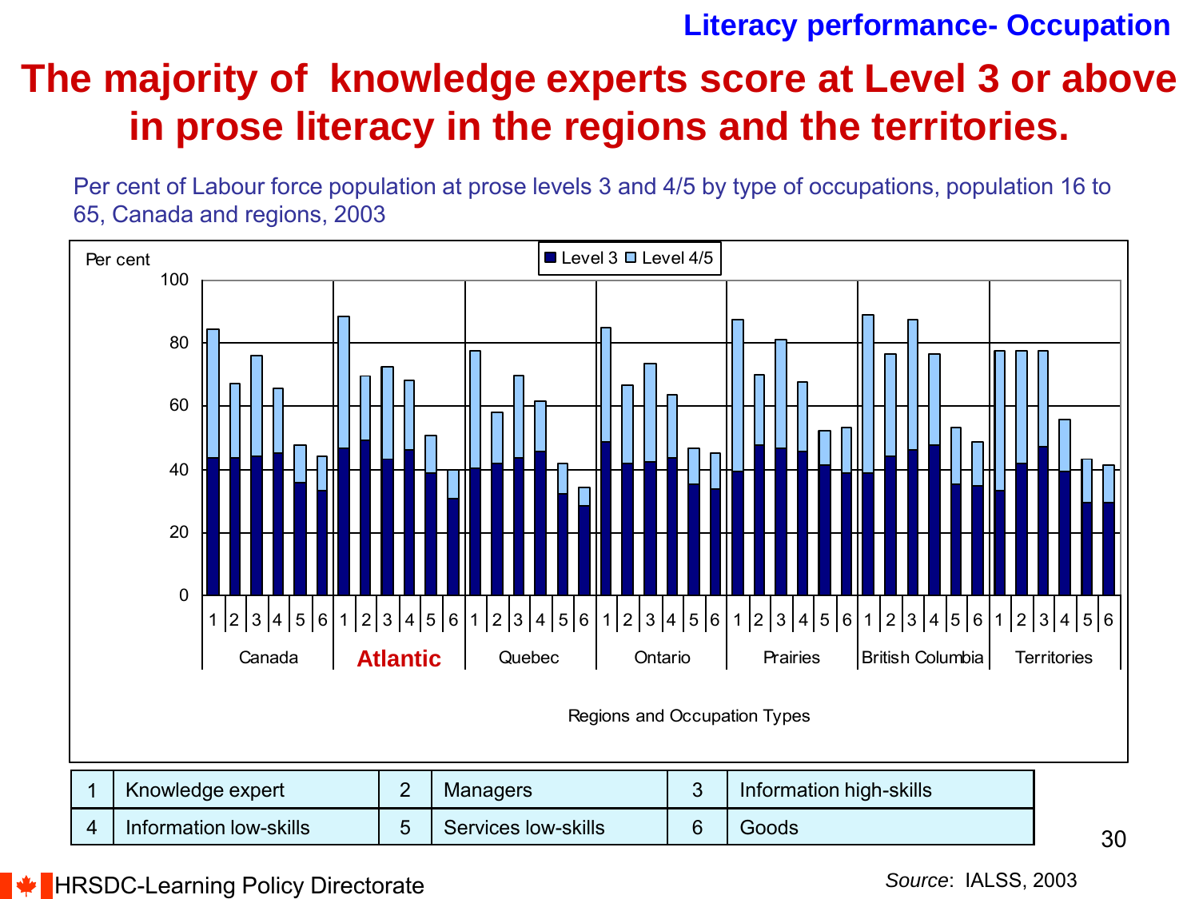Literacy performance- Occupation

# The majority of knowledge experts score at Level 3 or above in prose literacy in the regions and the territories.

Per cent of Labour force population at prose levels 3 and 4/5 by type of occupations, population 16 to 65, Canada and regions, 2003

Per cent

Level 3 Level 4/5

100
80
60
40
20
0

1 2 3 4 5 6 | 1 2 3 4 5 6 | 1 2 3 4 5 6 | 1 2 3 4 5 6 | 1 2 3 4 5 6 | 1 2 3 4 5 6 | 1 2 3 4 5 6

Canada | **Atlantic** | Quebec | Ontario | Prairies | British Columbia | Territories

Regions and Occupation Types

| 1 | Knowledge expert | 2 | Managers | 3 | Information high-skills |
|---|---|---|---|---|---|
| 4 | Information low-skills | 5 | Services low-skills | 6 | Goods |

HRSDC-Learning Policy Directorate

*Source*: IALSS, 2003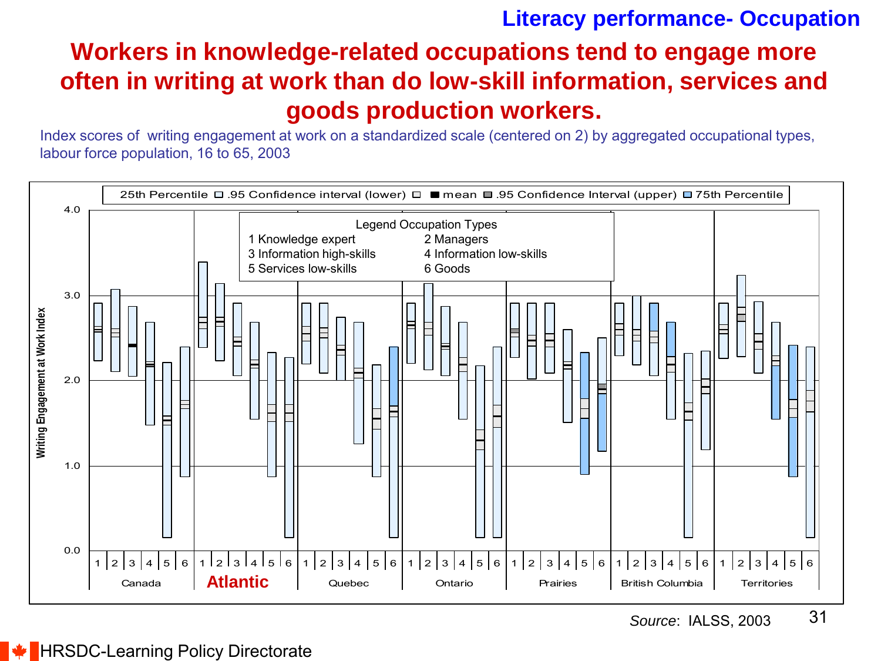## Literacy performance- Occupation

# Workers in knowledge-related occupations tend to engage more often in writing at work than do low-skill information, services and goods production workers.

Index scores of writing engagement at work on a standardized scale (centered on 2) by aggregated occupational types, labour force population, 16 to 65, 2003

25th Percentile | .95 Confidence interval (lower) | mean | .95 Confidence Interval (upper) | 75th Percentile

Legend Occupation Types

- 1 Knowledge expert
- 2 Managers
- 3 Information high-skills
- 4 Information low-skills
- 5 Services low-skills
- 6 Goods

Writing Engagement at Work Index

Canada | Atlantic | Quebec | Ontario | Prairies | British Columbia | Territories

*Source*: IALSS, 2003

HRSDC-Learning Policy Directorate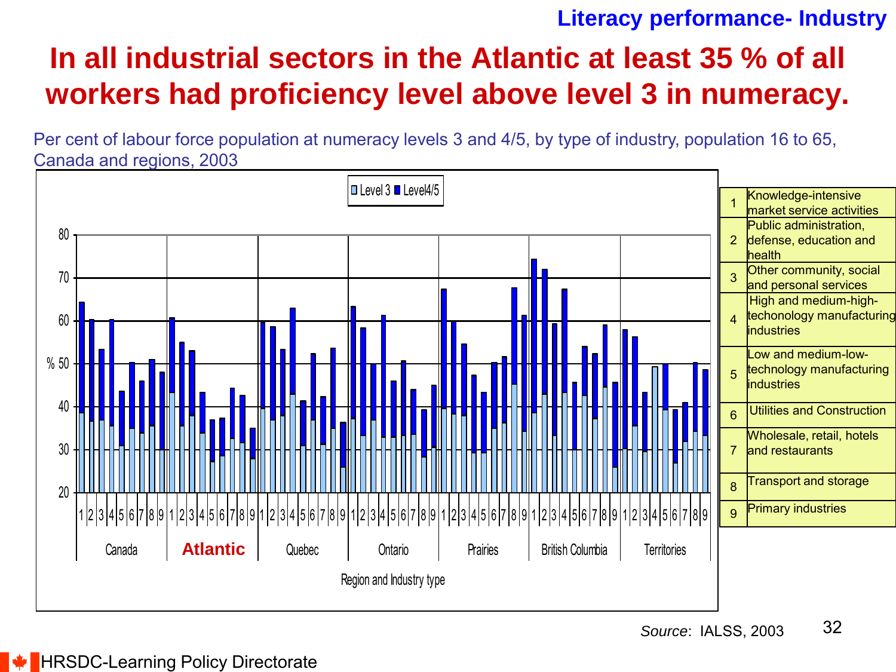Literacy performance- Industry

# In all industrial sectors in the Atlantic at least 35 % of all workers had proficiency level above level 3 in numeracy.

Per cent of labour force population at numeracy levels 3 and 4/5, by type of industry, population 16 to 65, Canada and regions, 2003

| | |
|---|---|
| 1 | Knowledge-intensive market service activities |
| 2 | Public administration, defense, education and health |
| 3 | Other community, social and personal services |
| 4 | High and medium-high-techonology manufacturing industries |
| 5 | Low and medium-low-technology manufacturing industries |
| 6 | Utilities and Construction |
| 7 | Wholesale, retail, hotels and restaurants |
| 8 | Transport and storage |
| 9 | Primary industries |

*Source*: IALSS, 2003

HRSDC-Learning Policy Directorate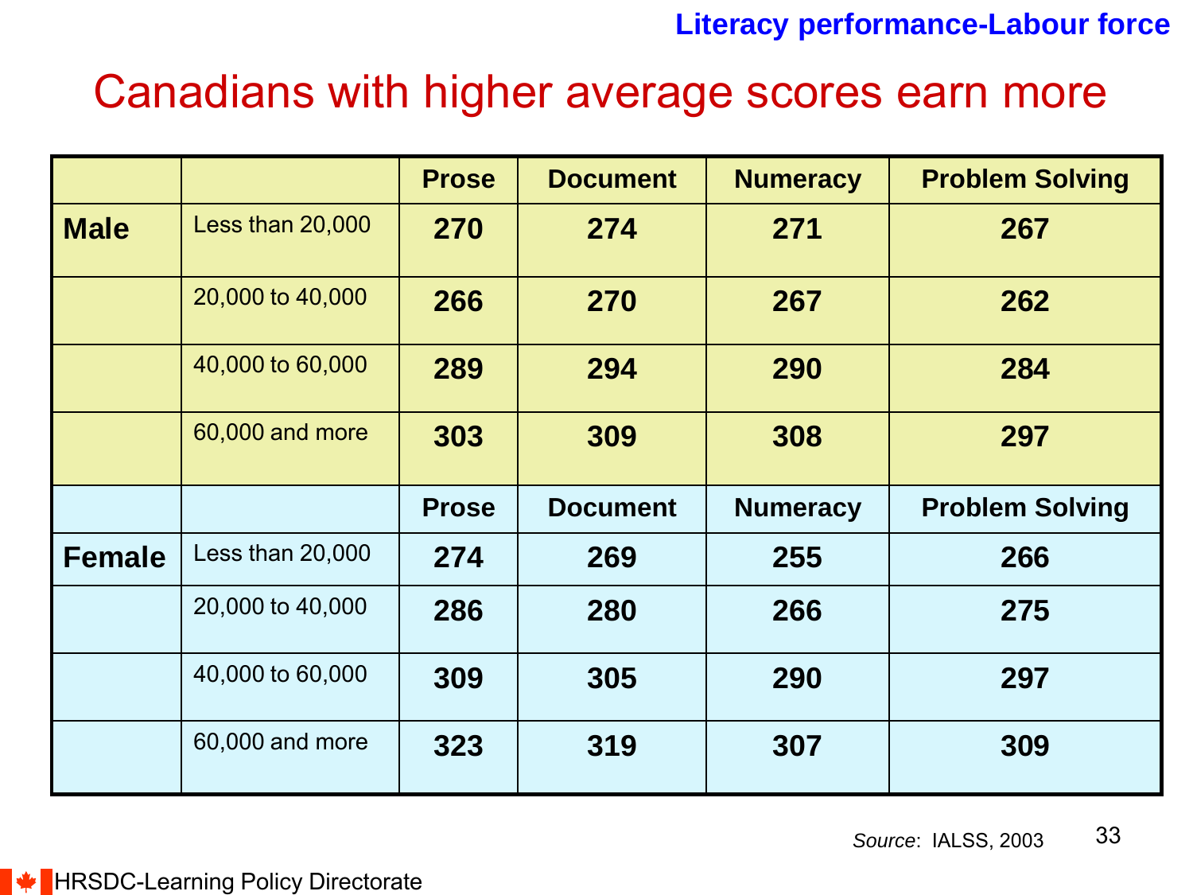**Literacy performance-Labour force**

# Canadians with higher average scores earn more

| | | Prose | Document | Numeracy | Problem Solving |
|---|---|---|---|---|---|
| **Male** | Less than 20,000 | **270** | **274** | **271** | **267** |
| | 20,000 to 40,000 | **266** | **270** | **267** | **262** |
| | 40,000 to 60,000 | **289** | **294** | **290** | **284** |
| | 60,000 and more | **303** | **309** | **308** | **297** |
| | | **Prose** | **Document** | **Numeracy** | **Problem Solving** |
| **Female** | Less than 20,000 | **274** | **269** | **255** | **266** |
| | 20,000 to 40,000 | **286** | **280** | **266** | **275** |
| | 40,000 to 60,000 | **309** | **305** | **290** | **297** |
| | 60,000 and more | **323** | **319** | **307** | **309** |

*Source*: IALSS, 2003

HRSDC-Learning Policy Directorate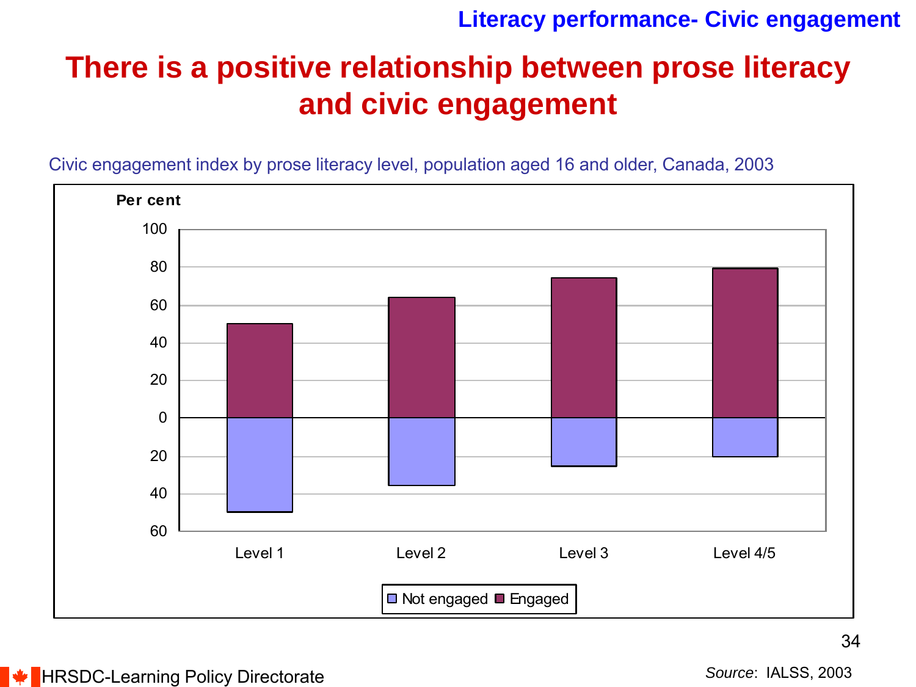**Literacy performance- Civic engagement**

# There is a positive relationship between prose literacy and civic engagement

Civic engagement index by prose literacy level, population aged 16 and older, Canada, 2003

Per cent

100
80
60
40
20
0
20
40
60

Level 1 | Level 2 | Level 3 | Level 4/5

Not engaged | Engaged

*Source*: IALSS, 2003

HRSDC-Learning Policy Directorate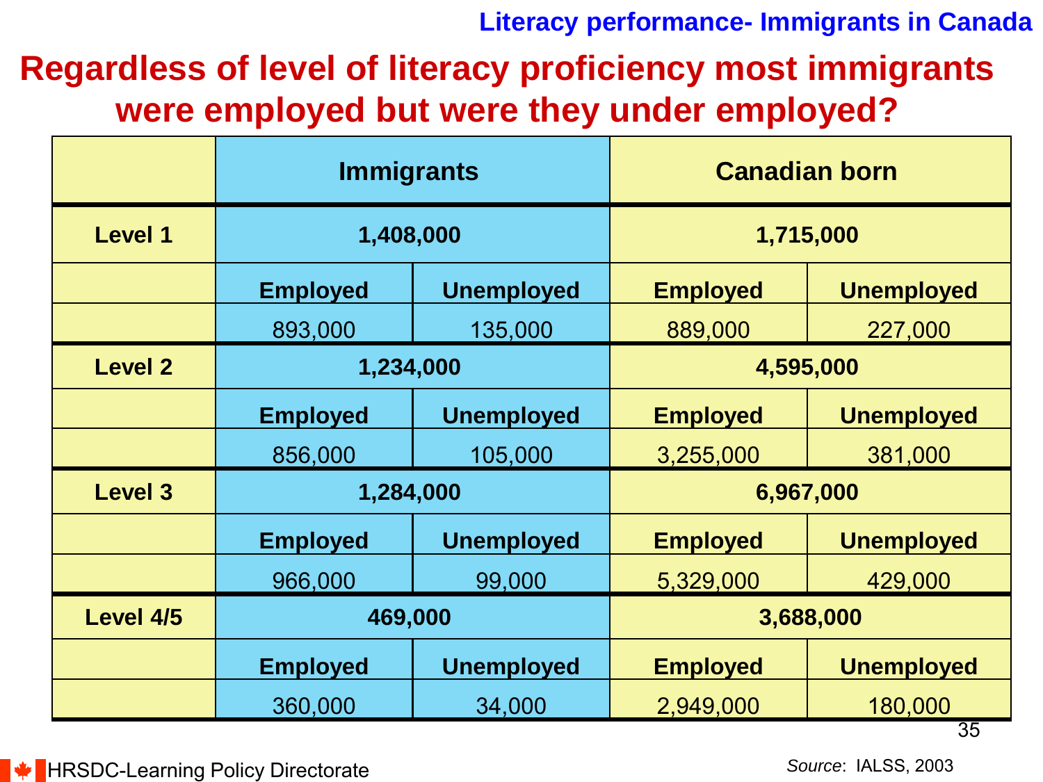Literacy performance- Immigrants in Canada

# Regardless of level of literacy proficiency most immigrants were employed but were they under employed?

| | Immigrants | | Canadian born | |
|---|---|---|---|---|
| **Level 1** | **1,408,000** | | **1,715,000** | |
| | **Employed** | **Unemployed** | **Employed** | **Unemployed** |
| | 893,000 | 135,000 | 889,000 | 227,000 |
| **Level 2** | **1,234,000** | | **4,595,000** | |
| | **Employed** | **Unemployed** | **Employed** | **Unemployed** |
| | 856,000 | 105,000 | 3,255,000 | 381,000 |
| **Level 3** | **1,284,000** | | **6,967,000** | |
| | **Employed** | **Unemployed** | **Employed** | **Unemployed** |
| | 966,000 | 99,000 | 5,329,000 | 429,000 |
| **Level 4/5** | **469,000** | | **3,688,000** | |
| | **Employed** | **Unemployed** | **Employed** | **Unemployed** |
| | 360,000 | 34,000 | 2,949,000 | 180,000 |

HRSDC-Learning Policy Directorate

*Source*: IALSS, 2003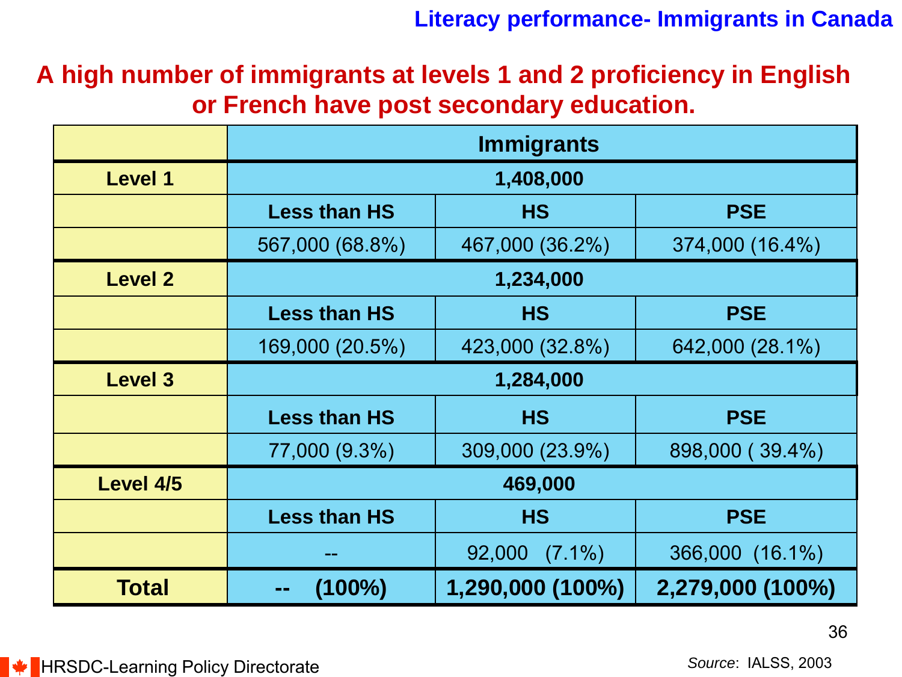Literacy performance- Immigrants in Canada

## A high number of immigrants at levels 1 and 2 proficiency in English or French have post secondary education.

| | Immigrants | | |
|---|---|---|---|
| **Level 1** | **1,408,000** | | |
| | **Less than HS** | **HS** | **PSE** |
| | 567,000 (68.8%) | 467,000 (36.2%) | 374,000 (16.4%) |
| **Level 2** | **1,234,000** | | |
| | **Less than HS** | **HS** | **PSE** |
| | 169,000 (20.5%) | 423,000 (32.8%) | 642,000 (28.1%) |
| **Level 3** | **1,284,000** | | |
| | **Less than HS** | **HS** | **PSE** |
| | 77,000 (9.3%) | 309,000 (23.9%) | 898,000 ( 39.4%) |
| **Level 4/5** | **469,000** | | |
| | **Less than HS** | **HS** | **PSE** |
| | -- | 92,000 (7.1%) | 366,000 (16.1%) |
| **Total** | **-- (100%)** | **1,290,000 (100%)** | **2,279,000 (100%)** |

HRSDC-Learning Policy Directorate

*Source*: IALSS, 2003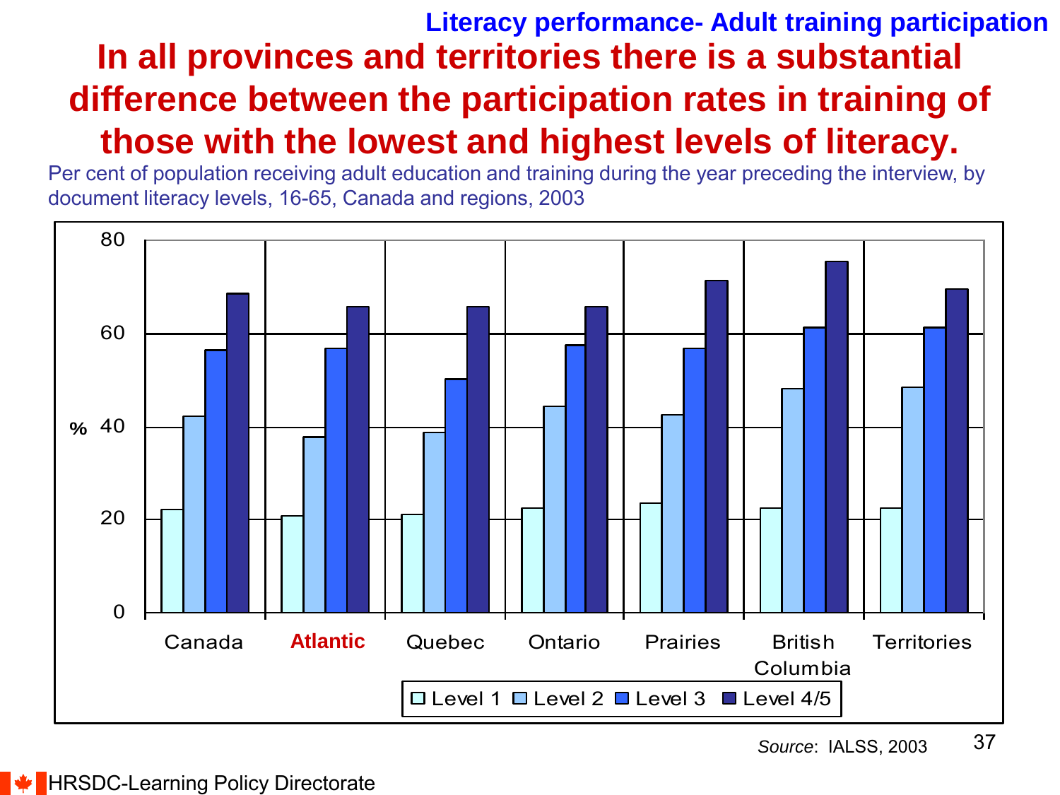**Literacy performance- Adult training participation**

# In all provinces and territories there is a substantial difference between the participation rates in training of those with the lowest and highest levels of literacy.

Per cent of population receiving adult education and training during the year preceding the interview, by document literacy levels, 16-65, Canada and regions, 2003

*Source*: IALSS, 2003

HRSDC-Learning Policy Directorate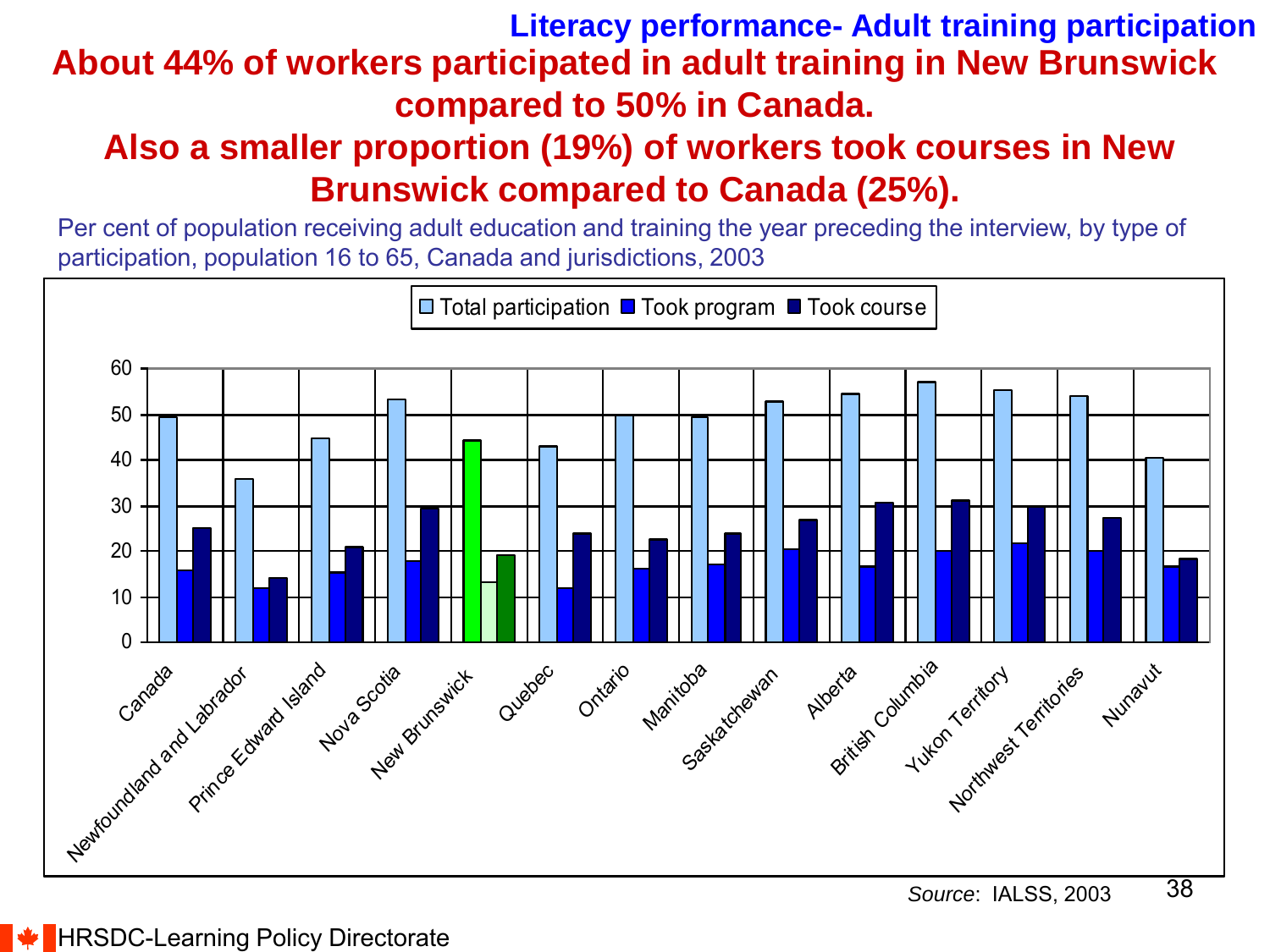### Literacy performance- Adult training participation

## About 44% of workers participated in adult training in New Brunswick compared to 50% in Canada.

## Also a smaller proportion (19%) of workers took courses in New Brunswick compared to Canada (25%).

Per cent of population receiving adult education and training the year preceding the interview, by type of participation, population 16 to 65, Canada and jurisdictions, 2003

Total participation | Took program | Took course

60
50
40
30
20
10
0

Canada, Newfoundland and Labrador, Prince Edward Island, Nova Scotia, New Brunswick, Quebec, Ontario, Manitoba, Saskatchewan, Alberta, British Columbia, Yukon Territory, Northwest Territories, Nunavut

*Source*: IALSS, 2003

HRSDC-Learning Policy Directorate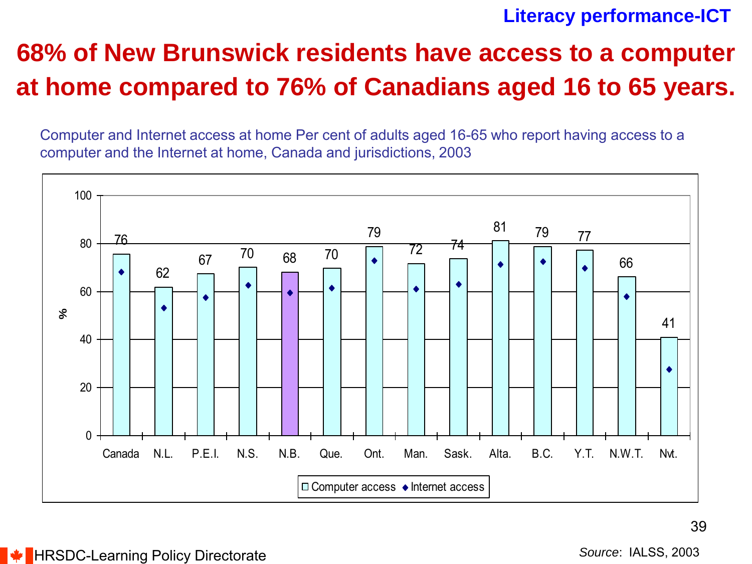Literacy performance-ICT

# 68% of New Brunswick residents have access to a computer at home compared to 76% of Canadians aged 16 to 65 years.

Computer and Internet access at home Per cent of adults aged 16-65 who report having access to a computer and the Internet at home, Canada and jurisdictions, 2003

| Jurisdiction | Computer access (%) |
|---|---|
| Canada | 76 |
| N.L. | 62 |
| P.E.I. | 67 |
| N.S. | 70 |
| N.B. | 68 |
| Que. | 70 |
| Ont. | 79 |
| Man. | 72 |
| Sask. | 74 |
| Alta. | 81 |
| B.C. | 79 |
| Y.T. | 77 |
| N.W.T. | 66 |
| Nvt. | 41 |

□ Computer access ◆ Internet access

HRSDC-Learning Policy Directorate

*Source*: IALSS, 2003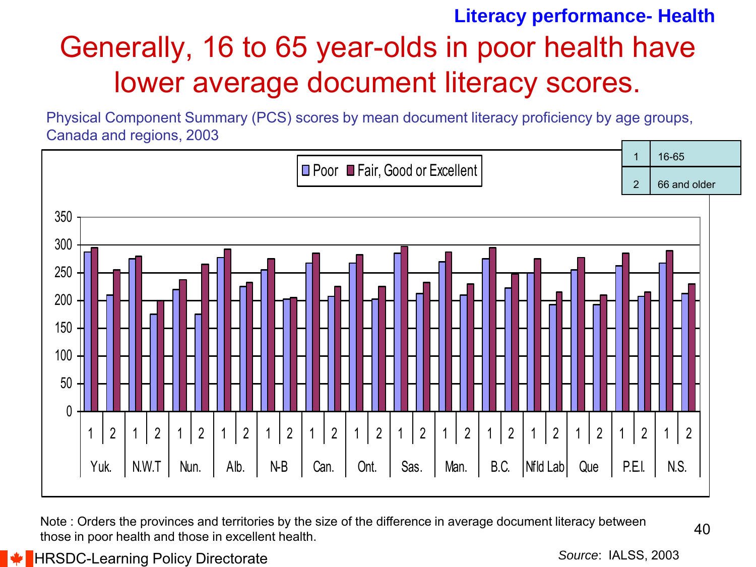**Literacy performance- Health**

# Generally, 16 to 65 year-olds in poor health have lower average document literacy scores.

Physical Component Summary (PCS) scores by mean document literacy proficiency by age groups, Canada and regions, 2003

| | |
|---|---|
| 1 | 16-65 |
| 2 | 66 and older |

Poor | Fair, Good or Excellent

350 | 300 | 250 | 200 | 150 | 100 | 50 | 0

Yuk. | N.W.T | Nun. | Alb. | N-B | Can. | Ont. | Sas. | Man. | B.C. | Nfld Lab | Que | P.E.I. | N.S.

Note : Orders the provinces and territories by the size of the difference in average document literacy between those in poor health and those in excellent health.

*Source*: IALSS, 2003

HRSDC-Learning Policy Directorate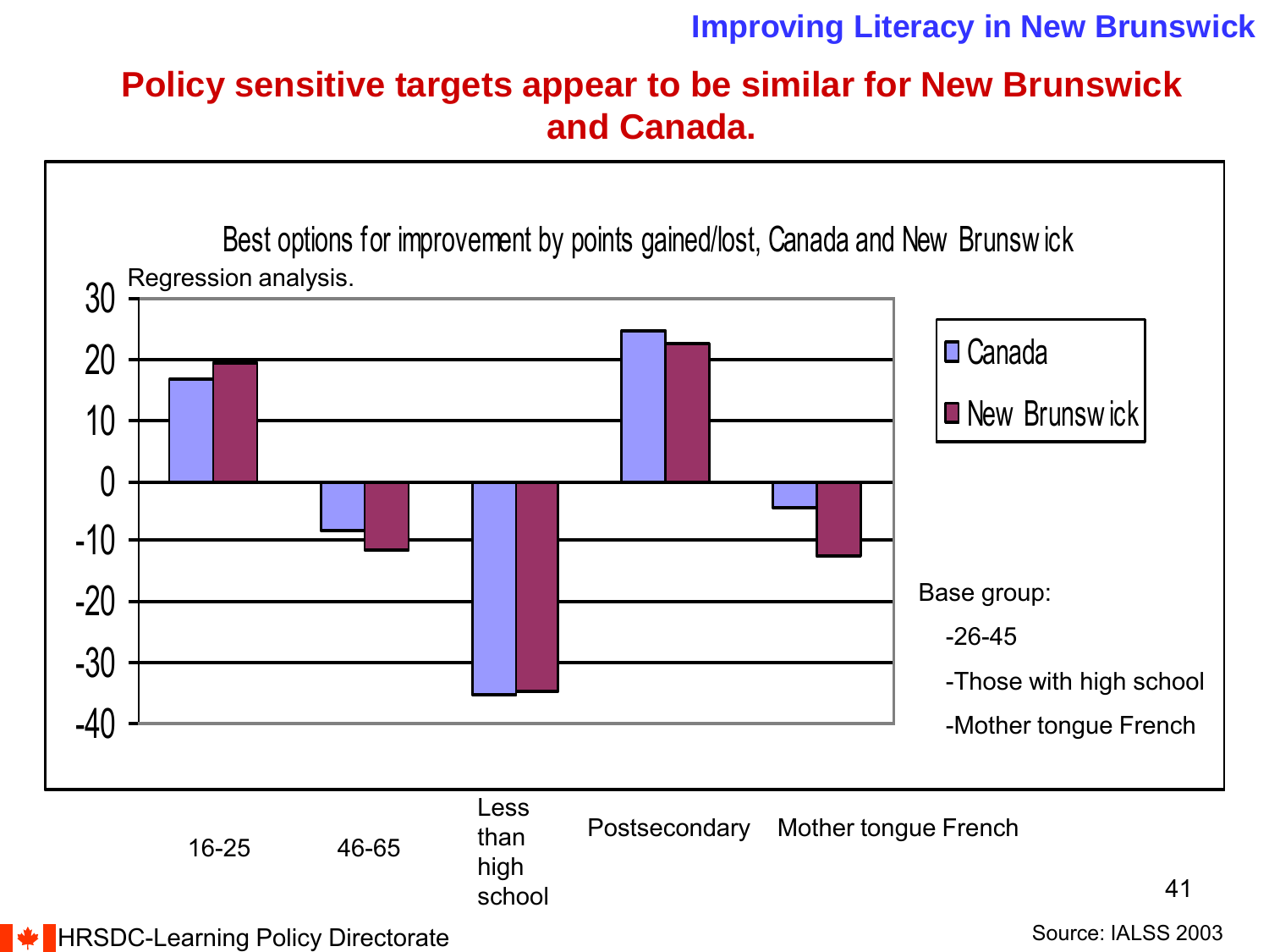## Policy sensitive targets appear to be similar for New Brunswick and Canada.

Best options for improvement by points gained/lost, Canada and New Brunswick

Regression analysis.

| | Canada | New Brunswick |
|---|---|---|
| 16-25 | 17 | 19.5 |
| 46-65 | -8 | -11.5 |
| Less than high school | -35.5 | -35 |
| Postsecondary | 25 | 23 |
| Mother tongue French | -4.5 | -12.5 |

Base group:

- -26-45
- -Those with high school
- -Mother tongue French

Source: IALSS 2003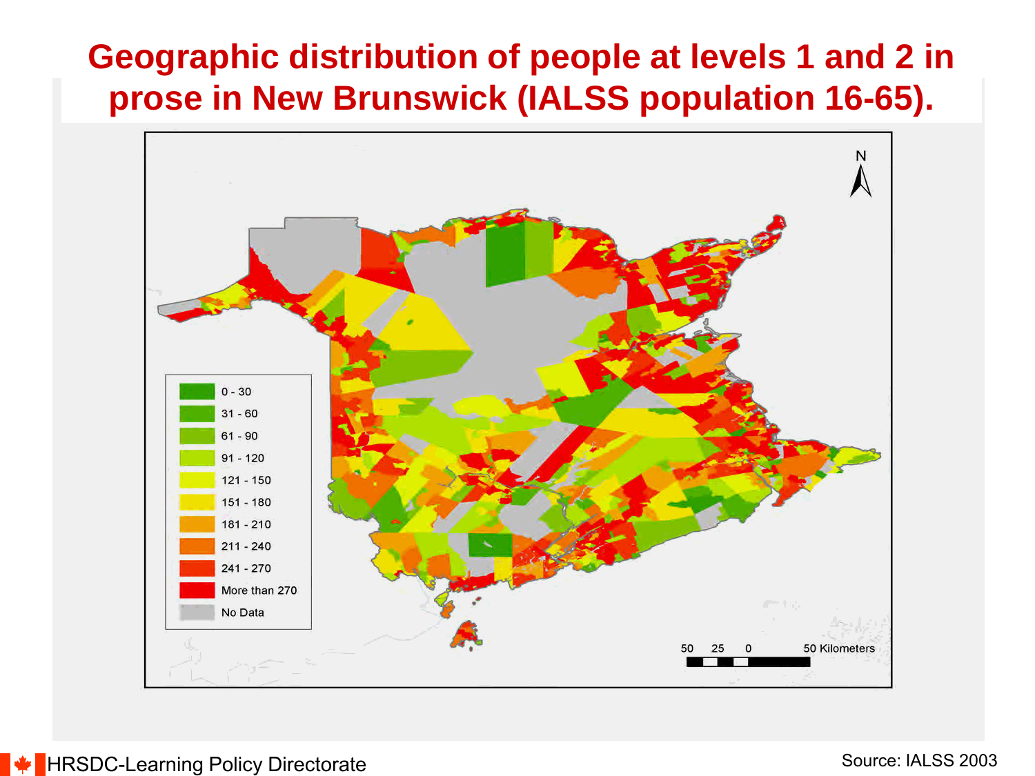# Geographic distribution of people at levels 1 and 2 in prose in New Brunswick (IALSS population 16-65).

| Legend |
|---|
| 0 - 30 |
| 31 - 60 |
| 61 - 90 |
| 91 - 120 |
| 121 - 150 |
| 151 - 180 |
| 181 - 210 |
| 211 - 240 |
| 241 - 270 |
| More than 270 |
| No Data |

N

50 25 0 50 Kilometers

HRSDC-Learning Policy Directorate

Source: IALSS 2003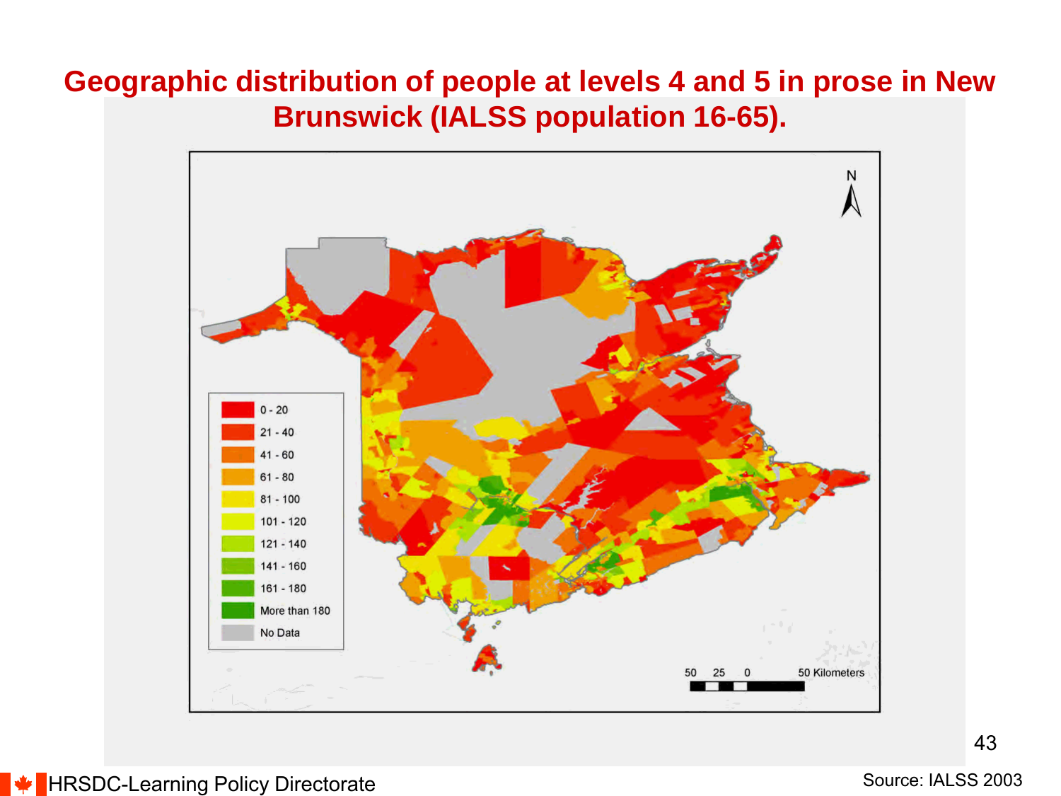# Geographic distribution of people at levels 4 and 5 in prose in New Brunswick (IALSS population 16-65).

| Legend |
| --- |
| 0 - 20 |
| 21 - 40 |
| 41 - 60 |
| 61 - 80 |
| 81 - 100 |
| 101 - 120 |
| 121 - 140 |
| 141 - 160 |
| 161 - 180 |
| More than 180 |
| No Data |

N

50 25 0 50 Kilometers

HRSDC-Learning Policy Directorate

Source: IALSS 2003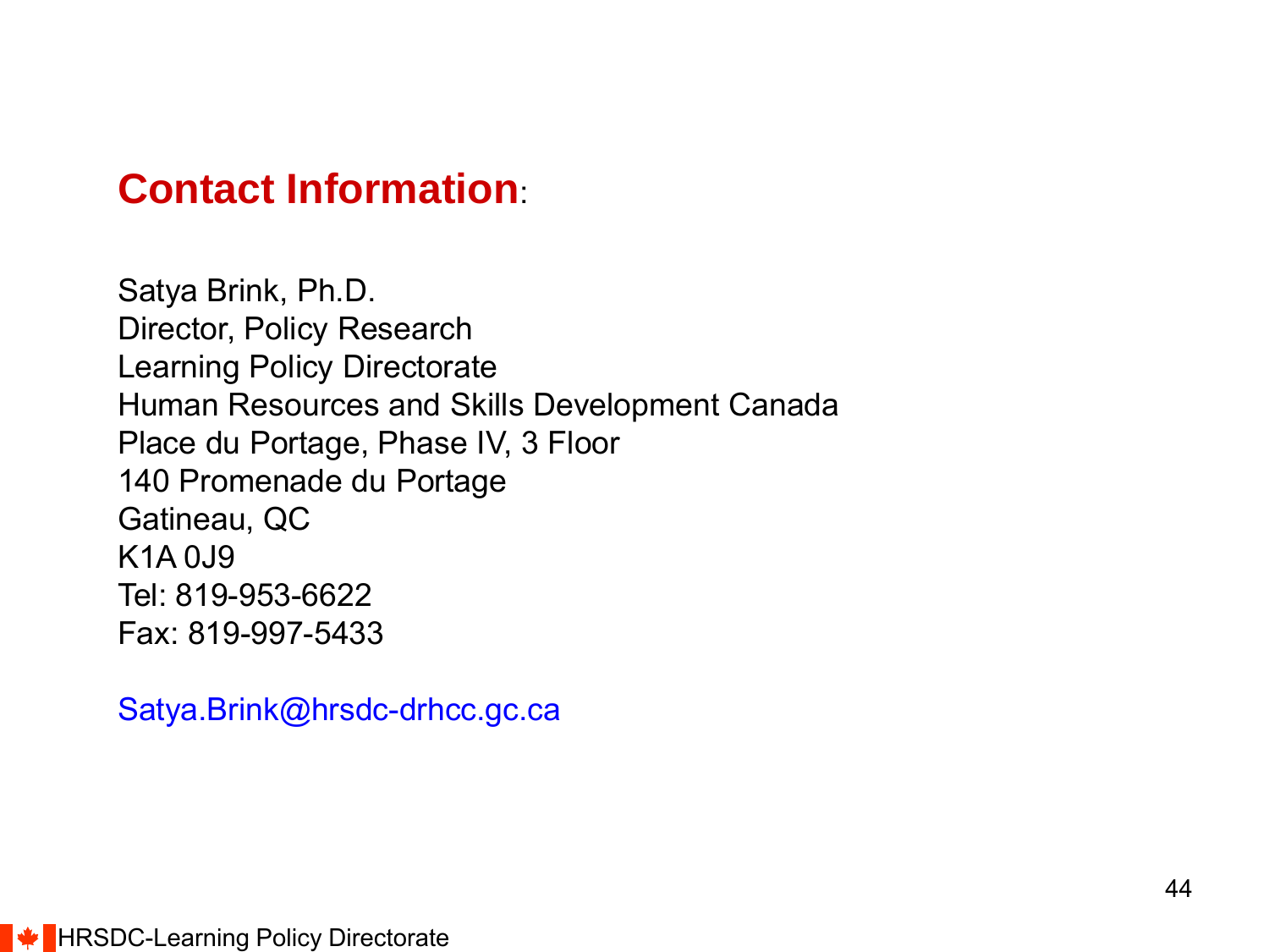## **Contact Information**:

Satya Brink, Ph.D.
Director, Policy Research
Learning Policy Directorate
Human Resources and Skills Development Canada
Place du Portage, Phase IV, 3 Floor
140 Promenade du Portage
Gatineau, QC
K1A 0J9
Tel: 819-953-6622
Fax: 819-997-5433

Satya.Brink@hrsdc-drhcc.gc.ca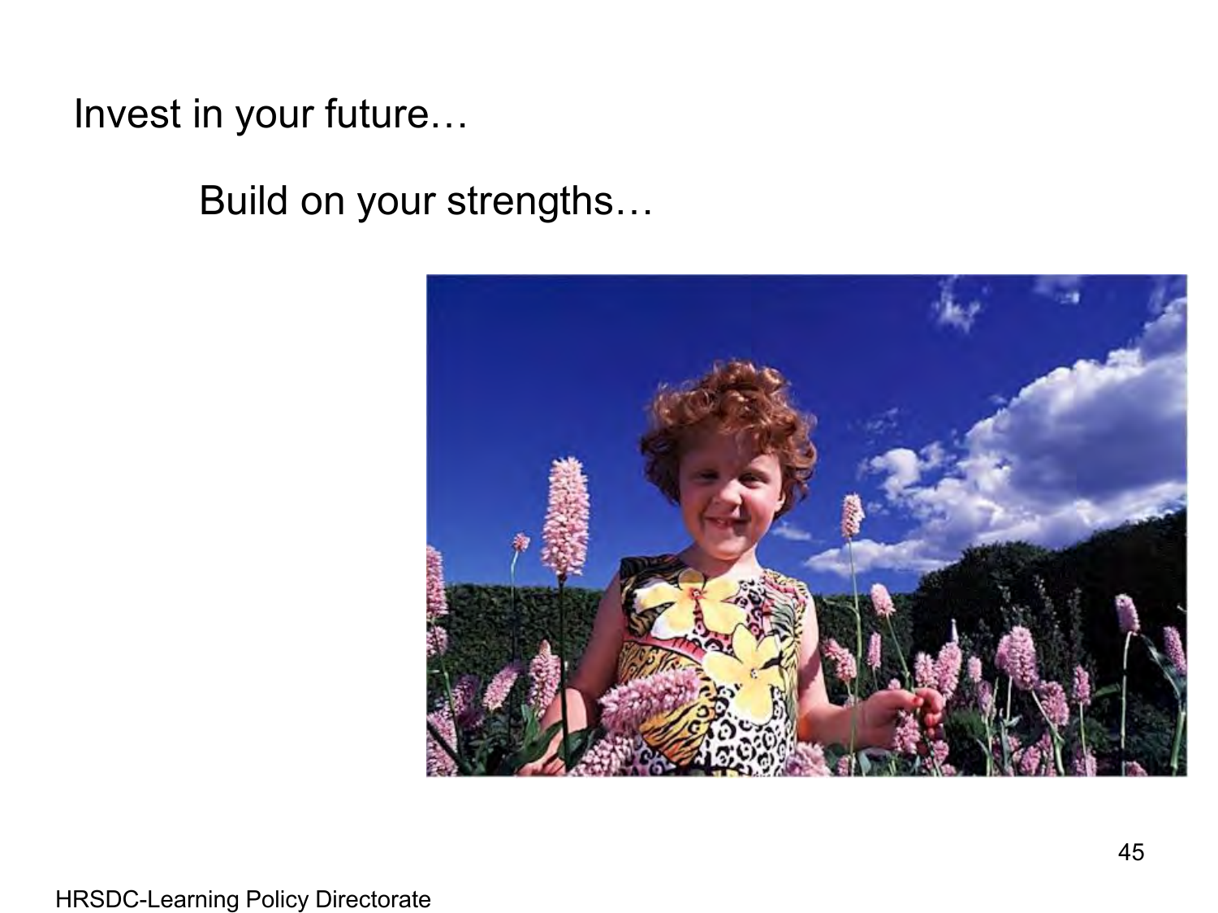Invest in your future…

Build on your strengths…